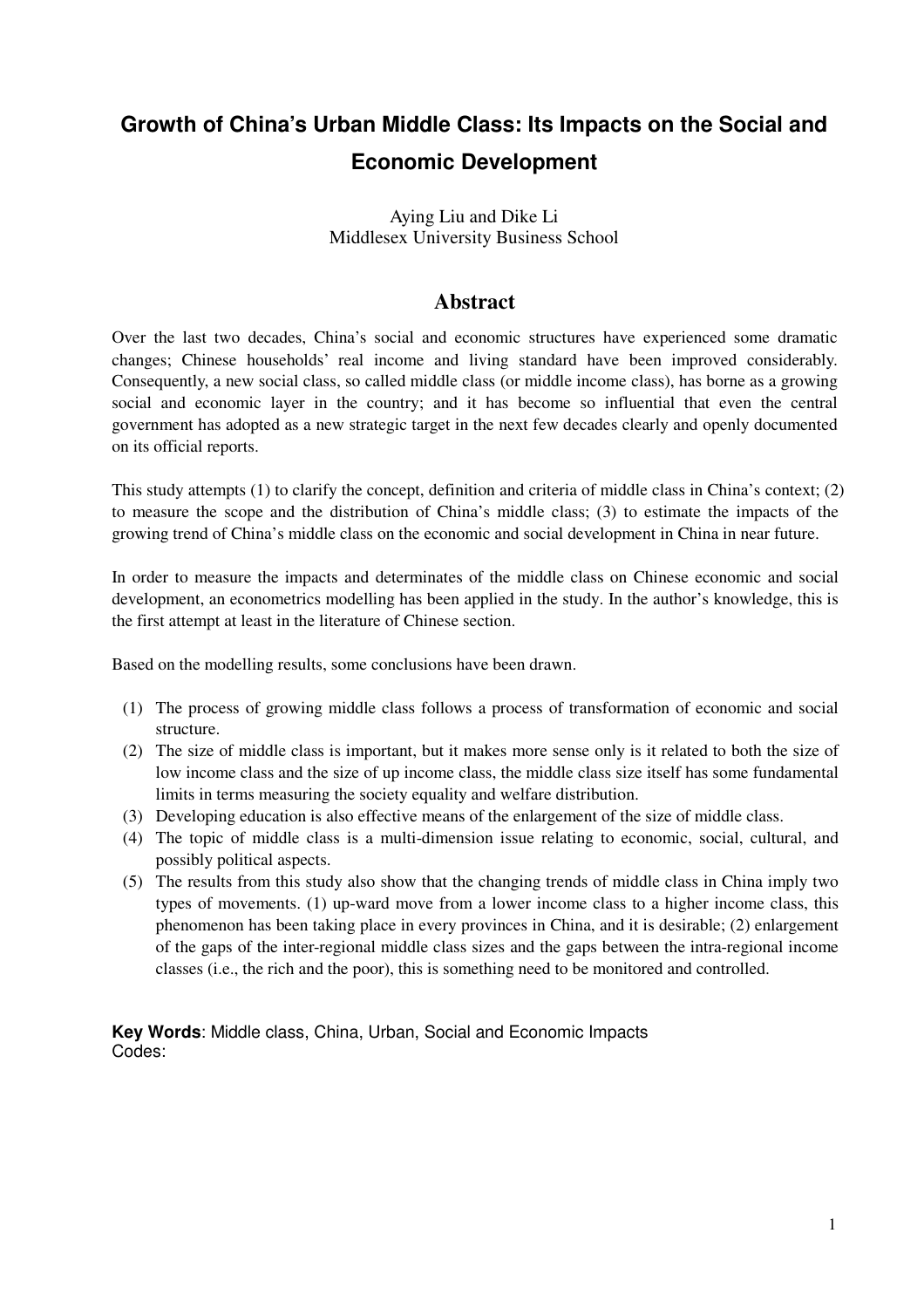# Growth of China's Urban Middle Class: Its Impacts on the Social and Economic Development

Aying Liu and Dike Li
Middlesex University Business School

## Abstract

Over the last two decades, China's social and economic structures have experienced some dramatic changes; Chinese households' real income and living standard have been improved considerably. Consequently, a new social class, so called middle class (or middle income class), has borne as a growing social and economic layer in the country; and it has become so influential that even the central government has adopted as a new strategic target in the next few decades clearly and openly documented on its official reports.

This study attempts (1) to clarify the concept, definition and criteria of middle class in China's context; (2) to measure the scope and the distribution of China's middle class; (3) to estimate the impacts of the growing trend of China's middle class on the economic and social development in China in near future.

In order to measure the impacts and determinates of the middle class on Chinese economic and social development, an econometrics modelling has been applied in the study. In the author's knowledge, this is the first attempt at least in the literature of Chinese section.

Based on the modelling results, some conclusions have been drawn.

(1) The process of growing middle class follows a process of transformation of economic and social structure.
(2) The size of middle class is important, but it makes more sense only is it related to both the size of low income class and the size of up income class, the middle class size itself has some fundamental limits in terms measuring the society equality and welfare distribution.
(3) Developing education is also effective means of the enlargement of the size of middle class.
(4) The topic of middle class is a multi-dimension issue relating to economic, social, cultural, and possibly political aspects.
(5) The results from this study also show that the changing trends of middle class in China imply two types of movements. (1) up-ward move from a lower income class to a higher income class, this phenomenon has been taking place in every provinces in China, and it is desirable; (2) enlargement of the gaps of the inter-regional middle class sizes and the gaps between the intra-regional income classes (i.e., the rich and the poor), this is something need to be monitored and controlled.

**Key Words**: Middle class, China, Urban, Social and Economic Impacts
Codes: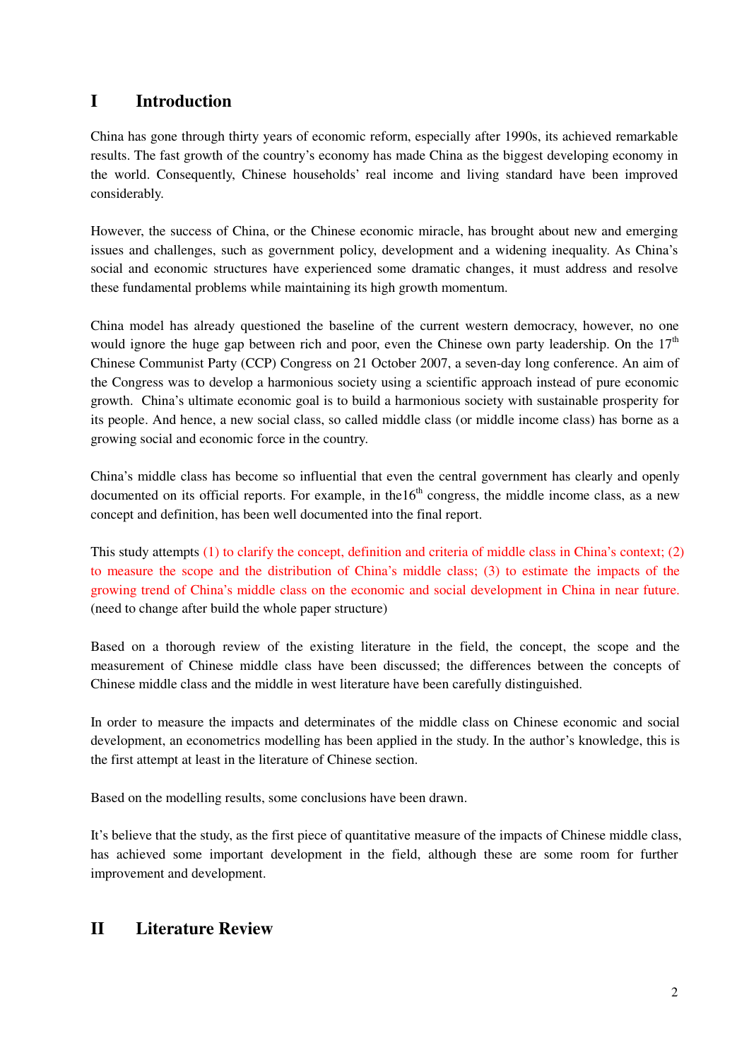# I Introduction

China has gone through thirty years of economic reform, especially after 1990s, its achieved remarkable results. The fast growth of the country's economy has made China as the biggest developing economy in the world. Consequently, Chinese households' real income and living standard have been improved considerably.

However, the success of China, or the Chinese economic miracle, has brought about new and emerging issues and challenges, such as government policy, development and a widening inequality. As China's social and economic structures have experienced some dramatic changes, it must address and resolve these fundamental problems while maintaining its high growth momentum.

China model has already questioned the baseline of the current western democracy, however, no one would ignore the huge gap between rich and poor, even the Chinese own party leadership. On the 17th Chinese Communist Party (CCP) Congress on 21 October 2007, a seven-day long conference. An aim of the Congress was to develop a harmonious society using a scientific approach instead of pure economic growth. China's ultimate economic goal is to build a harmonious society with sustainable prosperity for its people. And hence, a new social class, so called middle class (or middle income class) has borne as a growing social and economic force in the country.

China's middle class has become so influential that even the central government has clearly and openly documented on its official reports. For example, in the16th congress, the middle income class, as a new concept and definition, has been well documented into the final report.

This study attempts (1) to clarify the concept, definition and criteria of middle class in China's context; (2) to measure the scope and the distribution of China's middle class; (3) to estimate the impacts of the growing trend of China's middle class on the economic and social development in China in near future. (need to change after build the whole paper structure)

Based on a thorough review of the existing literature in the field, the concept, the scope and the measurement of Chinese middle class have been discussed; the differences between the concepts of Chinese middle class and the middle in west literature have been carefully distinguished.

In order to measure the impacts and determinates of the middle class on Chinese economic and social development, an econometrics modelling has been applied in the study. In the author's knowledge, this is the first attempt at least in the literature of Chinese section.

Based on the modelling results, some conclusions have been drawn.

It's believe that the study, as the first piece of quantitative measure of the impacts of Chinese middle class, has achieved some important development in the field, although these are some room for further improvement and development.

# II Literature Review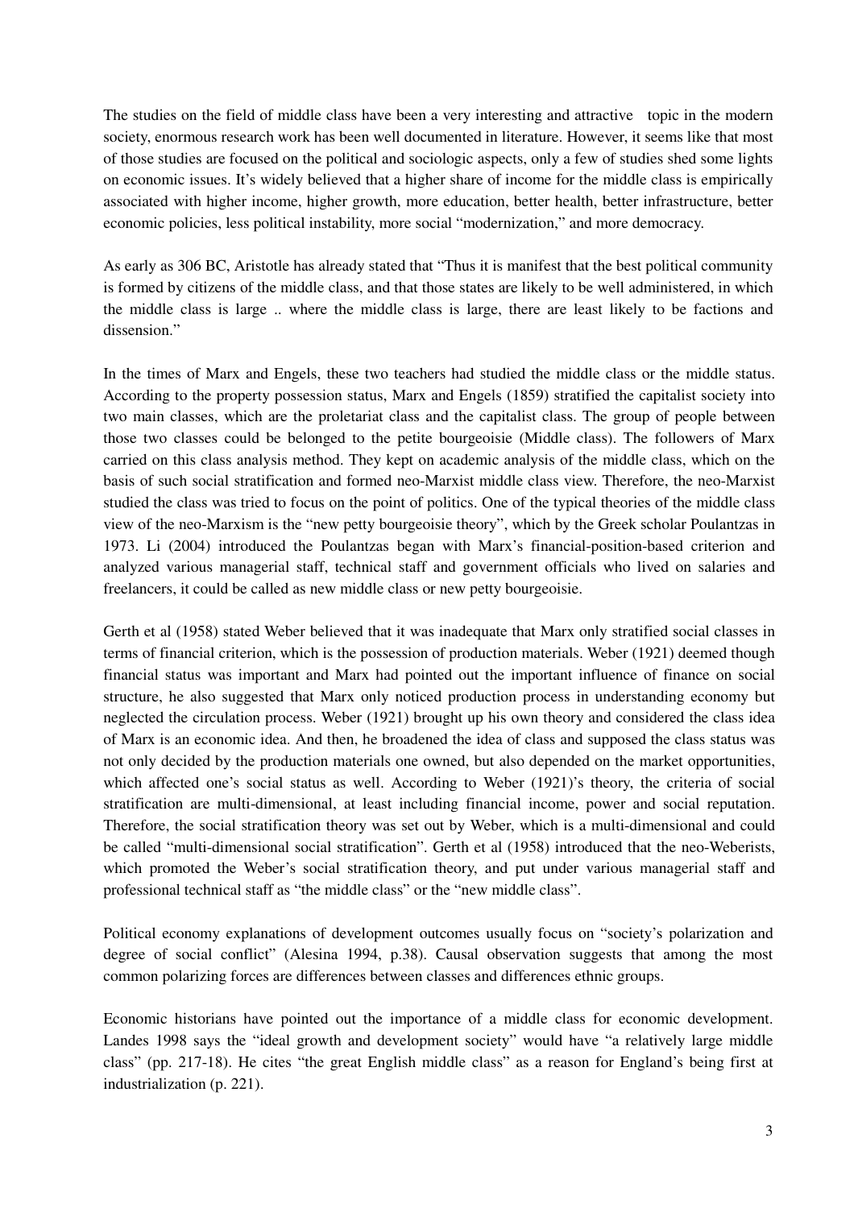The studies on the field of middle class have been a very interesting and attractive topic in the modern society, enormous research work has been well documented in literature. However, it seems like that most of those studies are focused on the political and sociologic aspects, only a few of studies shed some lights on economic issues. It's widely believed that a higher share of income for the middle class is empirically associated with higher income, higher growth, more education, better health, better infrastructure, better economic policies, less political instability, more social "modernization," and more democracy.

As early as 306 BC, Aristotle has already stated that "Thus it is manifest that the best political community is formed by citizens of the middle class, and that those states are likely to be well administered, in which the middle class is large .. where the middle class is large, there are least likely to be factions and dissension."

In the times of Marx and Engels, these two teachers had studied the middle class or the middle status. According to the property possession status, Marx and Engels (1859) stratified the capitalist society into two main classes, which are the proletariat class and the capitalist class. The group of people between those two classes could be belonged to the petite bourgeoisie (Middle class). The followers of Marx carried on this class analysis method. They kept on academic analysis of the middle class, which on the basis of such social stratification and formed neo-Marxist middle class view. Therefore, the neo-Marxist studied the class was tried to focus on the point of politics. One of the typical theories of the middle class view of the neo-Marxism is the "new petty bourgeoisie theory", which by the Greek scholar Poulantzas in 1973. Li (2004) introduced the Poulantzas began with Marx's financial-position-based criterion and analyzed various managerial staff, technical staff and government officials who lived on salaries and freelancers, it could be called as new middle class or new petty bourgeoisie.

Gerth et al (1958) stated Weber believed that it was inadequate that Marx only stratified social classes in terms of financial criterion, which is the possession of production materials. Weber (1921) deemed though financial status was important and Marx had pointed out the important influence of finance on social structure, he also suggested that Marx only noticed production process in understanding economy but neglected the circulation process. Weber (1921) brought up his own theory and considered the class idea of Marx is an economic idea. And then, he broadened the idea of class and supposed the class status was not only decided by the production materials one owned, but also depended on the market opportunities, which affected one's social status as well. According to Weber (1921)'s theory, the criteria of social stratification are multi-dimensional, at least including financial income, power and social reputation. Therefore, the social stratification theory was set out by Weber, which is a multi-dimensional and could be called "multi-dimensional social stratification". Gerth et al (1958) introduced that the neo-Weberists, which promoted the Weber's social stratification theory, and put under various managerial staff and professional technical staff as "the middle class" or the "new middle class".

Political economy explanations of development outcomes usually focus on "society's polarization and degree of social conflict" (Alesina 1994, p.38). Causal observation suggests that among the most common polarizing forces are differences between classes and differences ethnic groups.

Economic historians have pointed out the importance of a middle class for economic development. Landes 1998 says the "ideal growth and development society" would have "a relatively large middle class" (pp. 217-18). He cites "the great English middle class" as a reason for England's being first at industrialization (p. 221).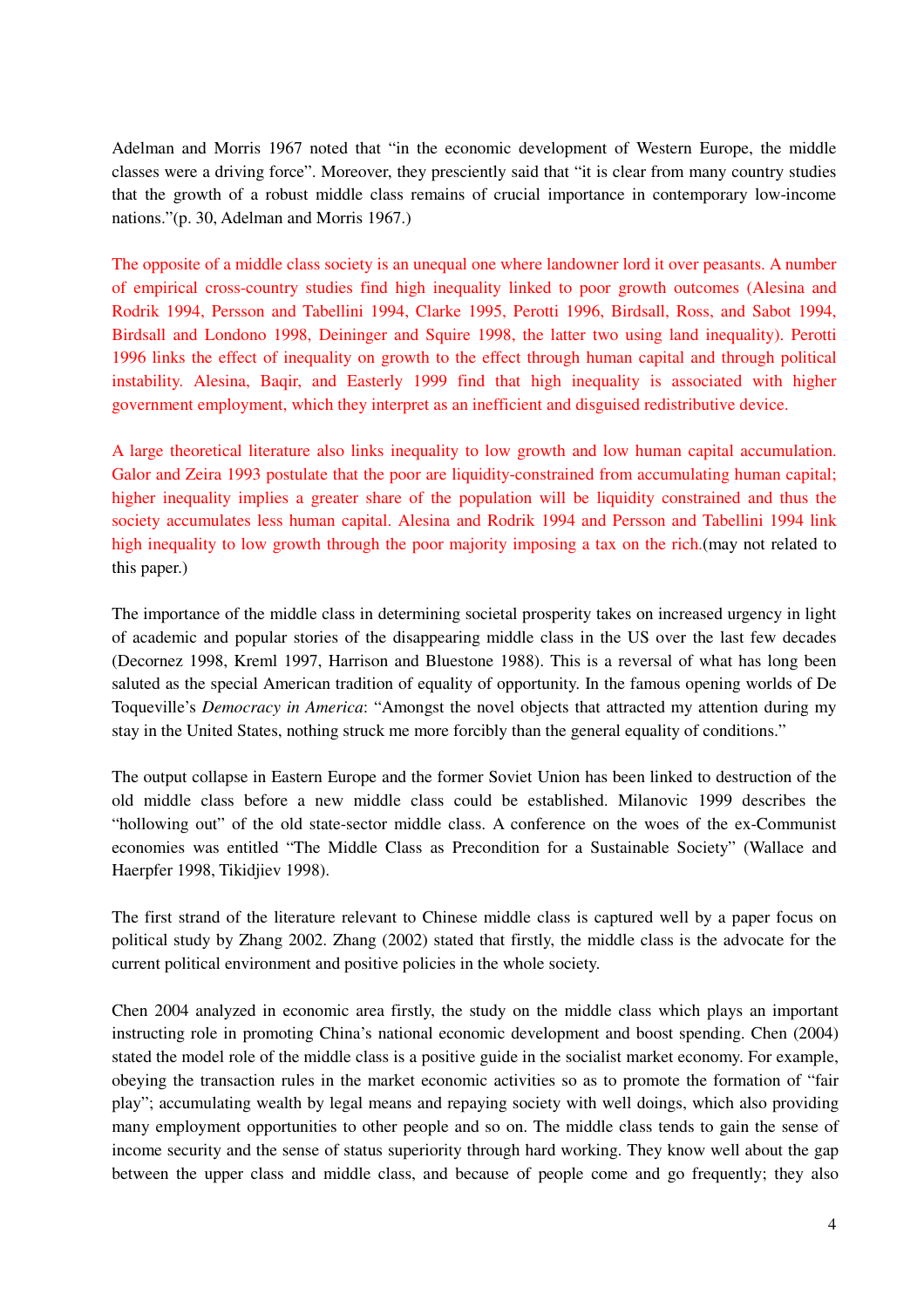Adelman and Morris 1967 noted that "in the economic development of Western Europe, the middle classes were a driving force". Moreover, they presciently said that "it is clear from many country studies that the growth of a robust middle class remains of crucial importance in contemporary low-income nations."(p. 30, Adelman and Morris 1967.)

The opposite of a middle class society is an unequal one where landowner lord it over peasants. A number of empirical cross-country studies find high inequality linked to poor growth outcomes (Alesina and Rodrik 1994, Persson and Tabellini 1994, Clarke 1995, Perotti 1996, Birdsall, Ross, and Sabot 1994, Birdsall and Londono 1998, Deininger and Squire 1998, the latter two using land inequality). Perotti 1996 links the effect of inequality on growth to the effect through human capital and through political instability. Alesina, Baqir, and Easterly 1999 find that high inequality is associated with higher government employment, which they interpret as an inefficient and disguised redistributive device.

A large theoretical literature also links inequality to low growth and low human capital accumulation. Galor and Zeira 1993 postulate that the poor are liquidity-constrained from accumulating human capital; higher inequality implies a greater share of the population will be liquidity constrained and thus the society accumulates less human capital. Alesina and Rodrik 1994 and Persson and Tabellini 1994 link high inequality to low growth through the poor majority imposing a tax on the rich.(may not related to this paper.)

The importance of the middle class in determining societal prosperity takes on increased urgency in light of academic and popular stories of the disappearing middle class in the US over the last few decades (Decornez 1998, Kreml 1997, Harrison and Bluestone 1988). This is a reversal of what has long been saluted as the special American tradition of equality of opportunity. In the famous opening worlds of De Toqueville's *Democracy in America*: "Amongst the novel objects that attracted my attention during my stay in the United States, nothing struck me more forcibly than the general equality of conditions."

The output collapse in Eastern Europe and the former Soviet Union has been linked to destruction of the old middle class before a new middle class could be established. Milanovic 1999 describes the "hollowing out" of the old state-sector middle class. A conference on the woes of the ex-Communist economies was entitled "The Middle Class as Precondition for a Sustainable Society" (Wallace and Haerpfer 1998, Tikidjiev 1998).

The first strand of the literature relevant to Chinese middle class is captured well by a paper focus on political study by Zhang 2002. Zhang (2002) stated that firstly, the middle class is the advocate for the current political environment and positive policies in the whole society.

Chen 2004 analyzed in economic area firstly, the study on the middle class which plays an important instructing role in promoting China's national economic development and boost spending. Chen (2004) stated the model role of the middle class is a positive guide in the socialist market economy. For example, obeying the transaction rules in the market economic activities so as to promote the formation of "fair play"; accumulating wealth by legal means and repaying society with well doings, which also providing many employment opportunities to other people and so on. The middle class tends to gain the sense of income security and the sense of status superiority through hard working. They know well about the gap between the upper class and middle class, and because of people come and go frequently; they also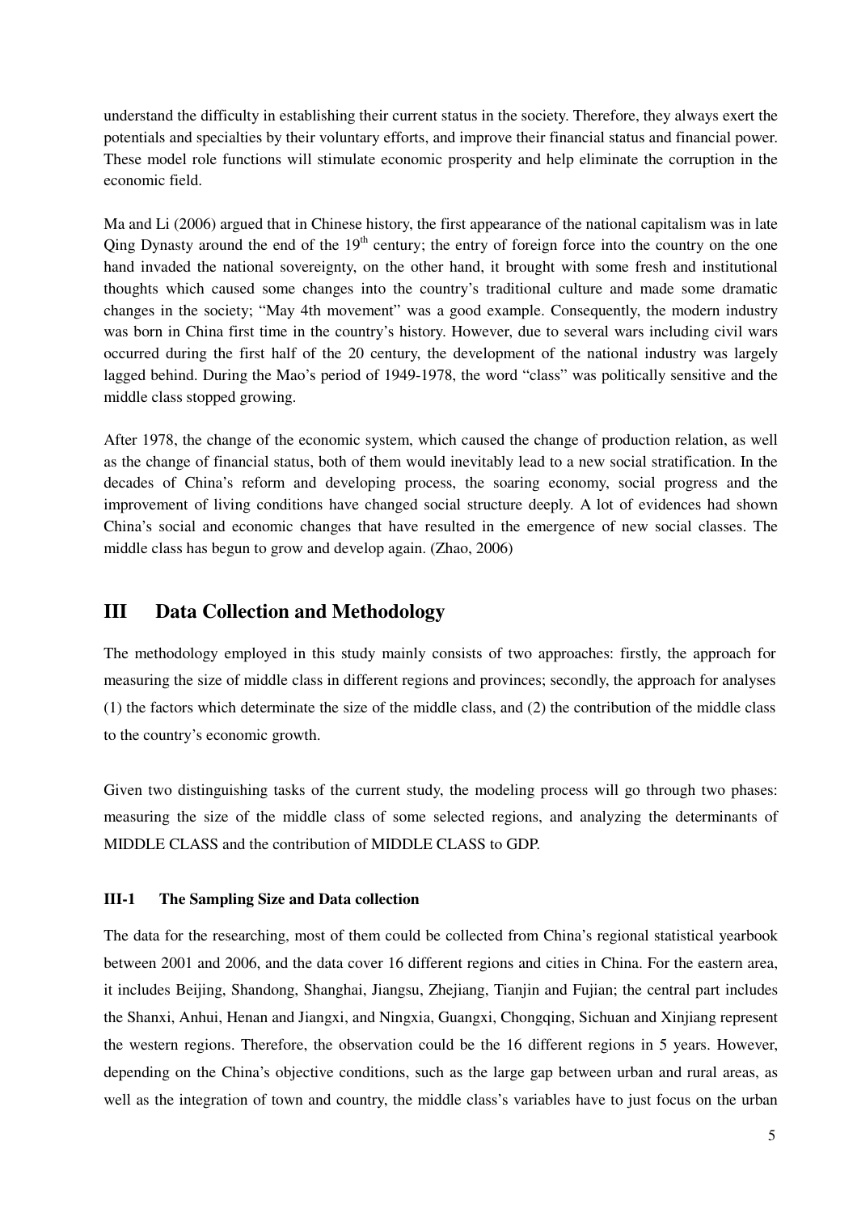understand the difficulty in establishing their current status in the society. Therefore, they always exert the potentials and specialties by their voluntary efforts, and improve their financial status and financial power. These model role functions will stimulate economic prosperity and help eliminate the corruption in the economic field.

Ma and Li (2006) argued that in Chinese history, the first appearance of the national capitalism was in late Qing Dynasty around the end of the 19th century; the entry of foreign force into the country on the one hand invaded the national sovereignty, on the other hand, it brought with some fresh and institutional thoughts which caused some changes into the country's traditional culture and made some dramatic changes in the society; "May 4th movement" was a good example. Consequently, the modern industry was born in China first time in the country's history. However, due to several wars including civil wars occurred during the first half of the 20 century, the development of the national industry was largely lagged behind. During the Mao's period of 1949-1978, the word "class" was politically sensitive and the middle class stopped growing.

After 1978, the change of the economic system, which caused the change of production relation, as well as the change of financial status, both of them would inevitably lead to a new social stratification. In the decades of China's reform and developing process, the soaring economy, social progress and the improvement of living conditions have changed social structure deeply. A lot of evidences had shown China's social and economic changes that have resulted in the emergence of new social classes. The middle class has begun to grow and develop again. (Zhao, 2006)

## III Data Collection and Methodology

The methodology employed in this study mainly consists of two approaches: firstly, the approach for measuring the size of middle class in different regions and provinces; secondly, the approach for analyses (1) the factors which determinate the size of the middle class, and (2) the contribution of the middle class to the country's economic growth.

Given two distinguishing tasks of the current study, the modeling process will go through two phases: measuring the size of the middle class of some selected regions, and analyzing the determinants of MIDDLE CLASS and the contribution of MIDDLE CLASS to GDP.

### III-1 The Sampling Size and Data collection

The data for the researching, most of them could be collected from China's regional statistical yearbook between 2001 and 2006, and the data cover 16 different regions and cities in China. For the eastern area, it includes Beijing, Shandong, Shanghai, Jiangsu, Zhejiang, Tianjin and Fujian; the central part includes the Shanxi, Anhui, Henan and Jiangxi, and Ningxia, Guangxi, Chongqing, Sichuan and Xinjiang represent the western regions. Therefore, the observation could be the 16 different regions in 5 years. However, depending on the China's objective conditions, such as the large gap between urban and rural areas, as well as the integration of town and country, the middle class's variables have to just focus on the urban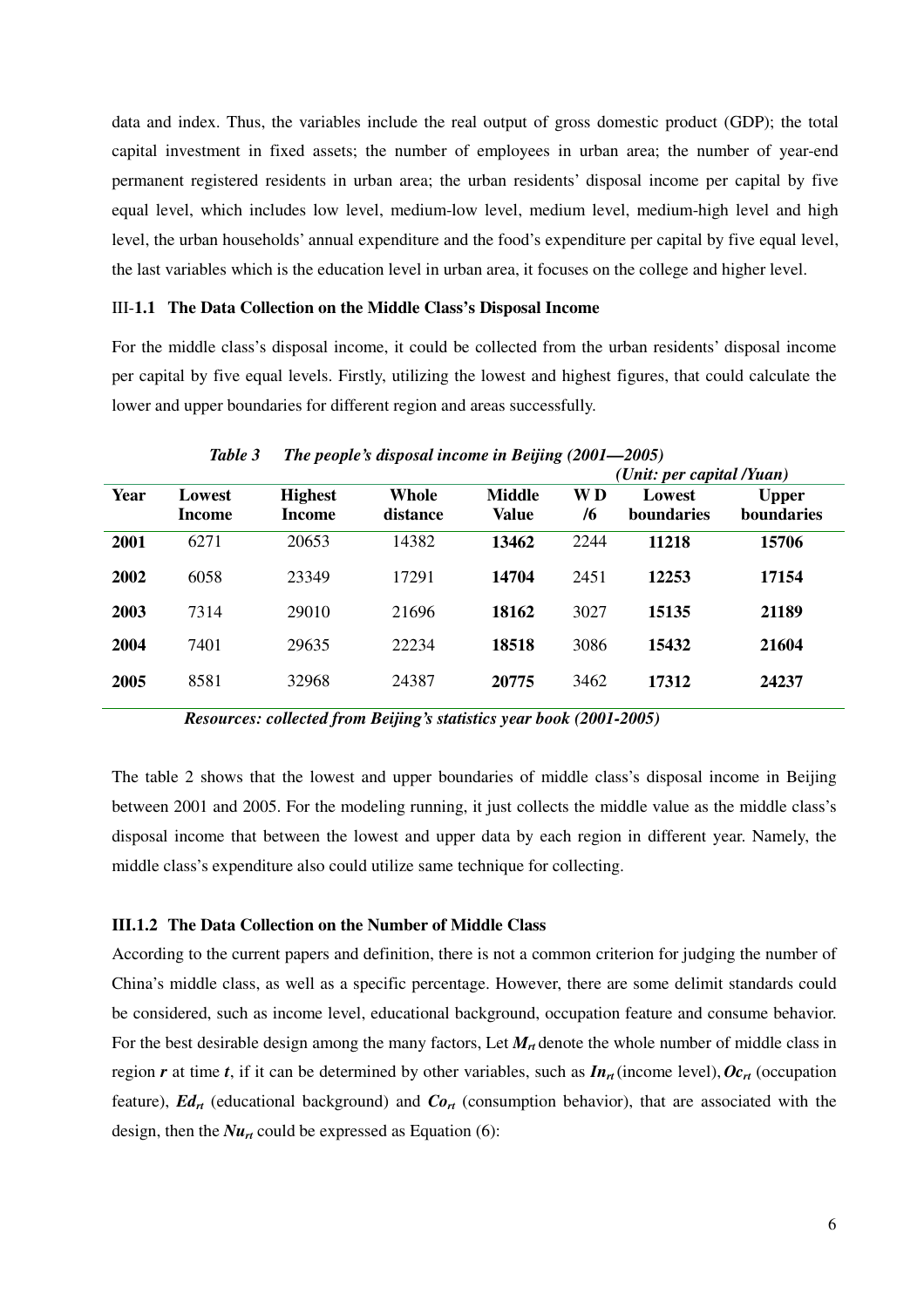data and index. Thus, the variables include the real output of gross domestic product (GDP); the total capital investment in fixed assets; the number of employees in urban area; the number of year-end permanent registered residents in urban area; the urban residents' disposal income per capital by five equal level, which includes low level, medium-low level, medium level, medium-high level and high level, the urban households' annual expenditure and the food's expenditure per capital by five equal level, the last variables which is the education level in urban area, it focuses on the college and higher level.

### III-1.1 The Data Collection on the Middle Class's Disposal Income

For the middle class's disposal income, it could be collected from the urban residents' disposal income per capital by five equal levels. Firstly, utilizing the lowest and highest figures, that could calculate the lower and upper boundaries for different region and areas successfully.

***Table 3 The people's disposal income in Beijing (2001—2005)***

*(Unit: per capital /Yuan)*

| Year | Lowest Income | Highest Income | Whole distance | Middle Value | W D /6 | Lowest boundaries | Upper boundaries |
|---|---|---|---|---|---|---|---|
| **2001** | 6271 | 20653 | 14382 | **13462** | 2244 | **11218** | **15706** |
| **2002** | 6058 | 23349 | 17291 | **14704** | 2451 | **12253** | **17154** |
| **2003** | 7314 | 29010 | 21696 | **18162** | 3027 | **15135** | **21189** |
| **2004** | 7401 | 29635 | 22234 | **18518** | 3086 | **15432** | **21604** |
| **2005** | 8581 | 32968 | 24387 | **20775** | 3462 | **17312** | **24237** |

***Resources: collected from Beijing's statistics year book (2001-2005)***

The table 2 shows that the lowest and upper boundaries of middle class's disposal income in Beijing between 2001 and 2005. For the modeling running, it just collects the middle value as the middle class's disposal income that between the lowest and upper data by each region in different year. Namely, the middle class's expenditure also could utilize same technique for collecting.

### III.1.2 The Data Collection on the Number of Middle Class

According to the current papers and definition, there is not a common criterion for judging the number of China's middle class, as well as a specific percentage. However, there are some delimit standards could be considered, such as income level, educational background, occupation feature and consume behavior. For the best desirable design among the many factors, Let $M_{rt}$ denote the whole number of middle class in region $r$ at time $t$, if it can be determined by other variables, such as $In_{rt}$ (income level), $Oc_{rt}$ (occupation feature), $Ed_{rt}$ (educational background) and $Co_{rt}$ (consumption behavior), that are associated with the design, then the $Nu_{rt}$ could be expressed as Equation (6):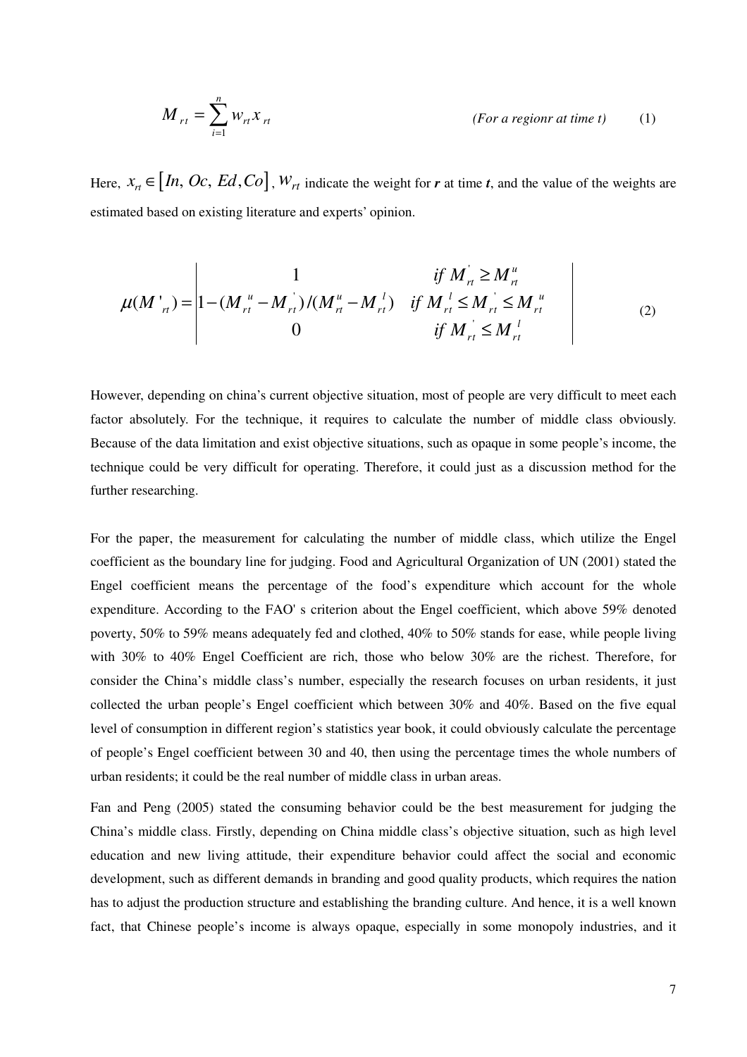$$M_{rt} = \sum_{i=1}^{n} w_{rt} x_{rt} \qquad \textit{(For a regionr at time t)} \qquad (1)$$

Here, $x_{rt} \in [In, Oc, Ed, Co]$, $w_{rt}$ indicate the weight for ***r*** at time ***t***, and the value of the weights are estimated based on existing literature and experts' opinion.

$$\mu(M'_{rt}) = \left| \begin{array}{cc} 1 & if\ M'_{rt} \geq M^{u}_{rt} \\ 1-(M^{u}_{rt} - M'_{rt})/(M^{u}_{rt} - M^{l}_{rt}) & if\ M^{l}_{rt} \leq M'_{rt} \leq M^{u}_{rt} \\ 0 & if\ M'_{rt} \leq M^{l}_{rt} \end{array} \right| \qquad (2)$$

However, depending on china's current objective situation, most of people are very difficult to meet each factor absolutely. For the technique, it requires to calculate the number of middle class obviously. Because of the data limitation and exist objective situations, such as opaque in some people's income, the technique could be very difficult for operating. Therefore, it could just as a discussion method for the further researching.

For the paper, the measurement for calculating the number of middle class, which utilize the Engel coefficient as the boundary line for judging. Food and Agricultural Organization of UN (2001) stated the Engel coefficient means the percentage of the food's expenditure which account for the whole expenditure. According to the FAO' s criterion about the Engel coefficient, which above 59% denoted poverty, 50% to 59% means adequately fed and clothed, 40% to 50% stands for ease, while people living with 30% to 40% Engel Coefficient are rich, those who below 30% are the richest. Therefore, for consider the China's middle class's number, especially the research focuses on urban residents, it just collected the urban people's Engel coefficient which between 30% and 40%. Based on the five equal level of consumption in different region's statistics year book, it could obviously calculate the percentage of people's Engel coefficient between 30 and 40, then using the percentage times the whole numbers of urban residents; it could be the real number of middle class in urban areas.

Fan and Peng (2005) stated the consuming behavior could be the best measurement for judging the China's middle class. Firstly, depending on China middle class's objective situation, such as high level education and new living attitude, their expenditure behavior could affect the social and economic development, such as different demands in branding and good quality products, which requires the nation has to adjust the production structure and establishing the branding culture. And hence, it is a well known fact, that Chinese people's income is always opaque, especially in some monopoly industries, and it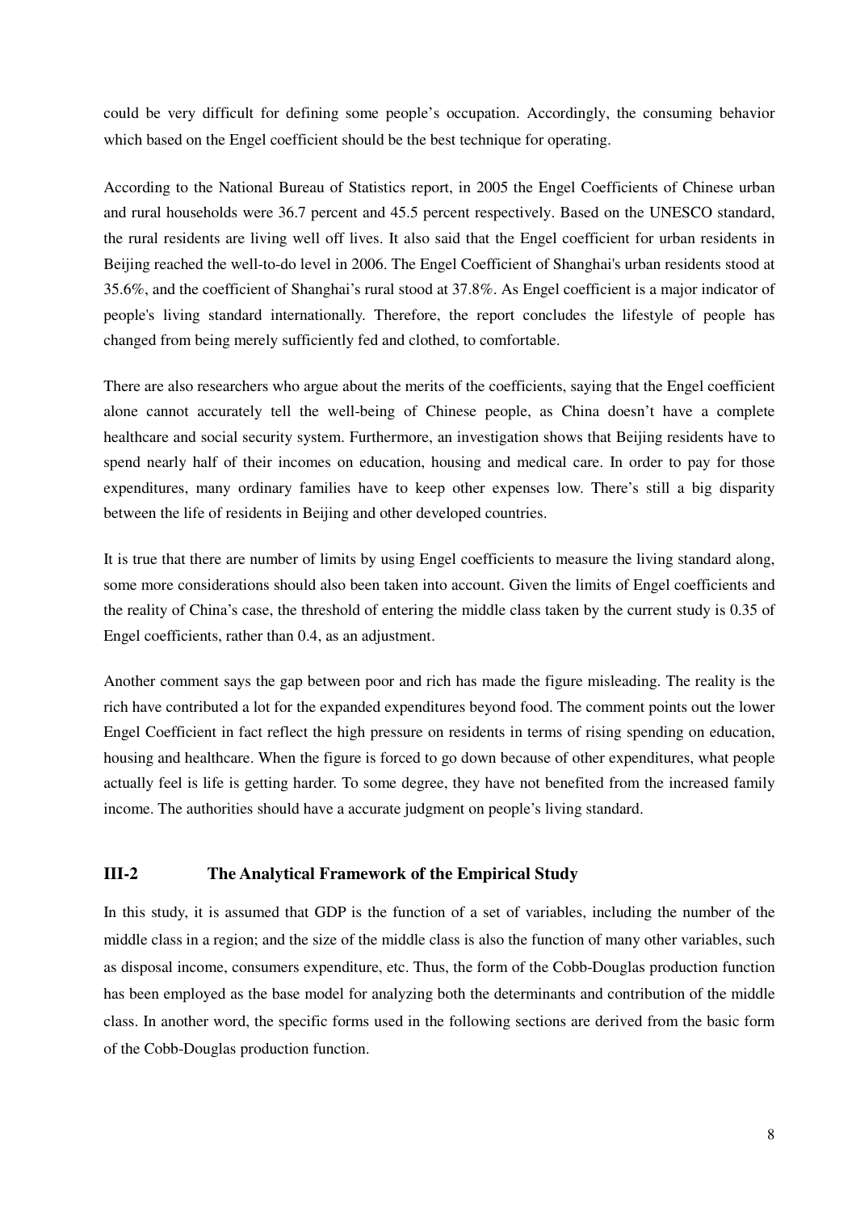could be very difficult for defining some people's occupation. Accordingly, the consuming behavior which based on the Engel coefficient should be the best technique for operating.

According to the National Bureau of Statistics report, in 2005 the Engel Coefficients of Chinese urban and rural households were 36.7 percent and 45.5 percent respectively. Based on the UNESCO standard, the rural residents are living well off lives. It also said that the Engel coefficient for urban residents in Beijing reached the well-to-do level in 2006. The Engel Coefficient of Shanghai's urban residents stood at 35.6%, and the coefficient of Shanghai's rural stood at 37.8%. As Engel coefficient is a major indicator of people's living standard internationally. Therefore, the report concludes the lifestyle of people has changed from being merely sufficiently fed and clothed, to comfortable.

There are also researchers who argue about the merits of the coefficients, saying that the Engel coefficient alone cannot accurately tell the well-being of Chinese people, as China doesn't have a complete healthcare and social security system. Furthermore, an investigation shows that Beijing residents have to spend nearly half of their incomes on education, housing and medical care. In order to pay for those expenditures, many ordinary families have to keep other expenses low. There's still a big disparity between the life of residents in Beijing and other developed countries.

It is true that there are number of limits by using Engel coefficients to measure the living standard along, some more considerations should also been taken into account. Given the limits of Engel coefficients and the reality of China's case, the threshold of entering the middle class taken by the current study is 0.35 of Engel coefficients, rather than 0.4, as an adjustment.

Another comment says the gap between poor and rich has made the figure misleading. The reality is the rich have contributed a lot for the expanded expenditures beyond food. The comment points out the lower Engel Coefficient in fact reflect the high pressure on residents in terms of rising spending on education, housing and healthcare. When the figure is forced to go down because of other expenditures, what people actually feel is life is getting harder. To some degree, they have not benefited from the increased family income. The authorities should have a accurate judgment on people's living standard.

## III-2 The Analytical Framework of the Empirical Study

In this study, it is assumed that GDP is the function of a set of variables, including the number of the middle class in a region; and the size of the middle class is also the function of many other variables, such as disposal income, consumers expenditure, etc. Thus, the form of the Cobb-Douglas production function has been employed as the base model for analyzing both the determinants and contribution of the middle class. In another word, the specific forms used in the following sections are derived from the basic form of the Cobb-Douglas production function.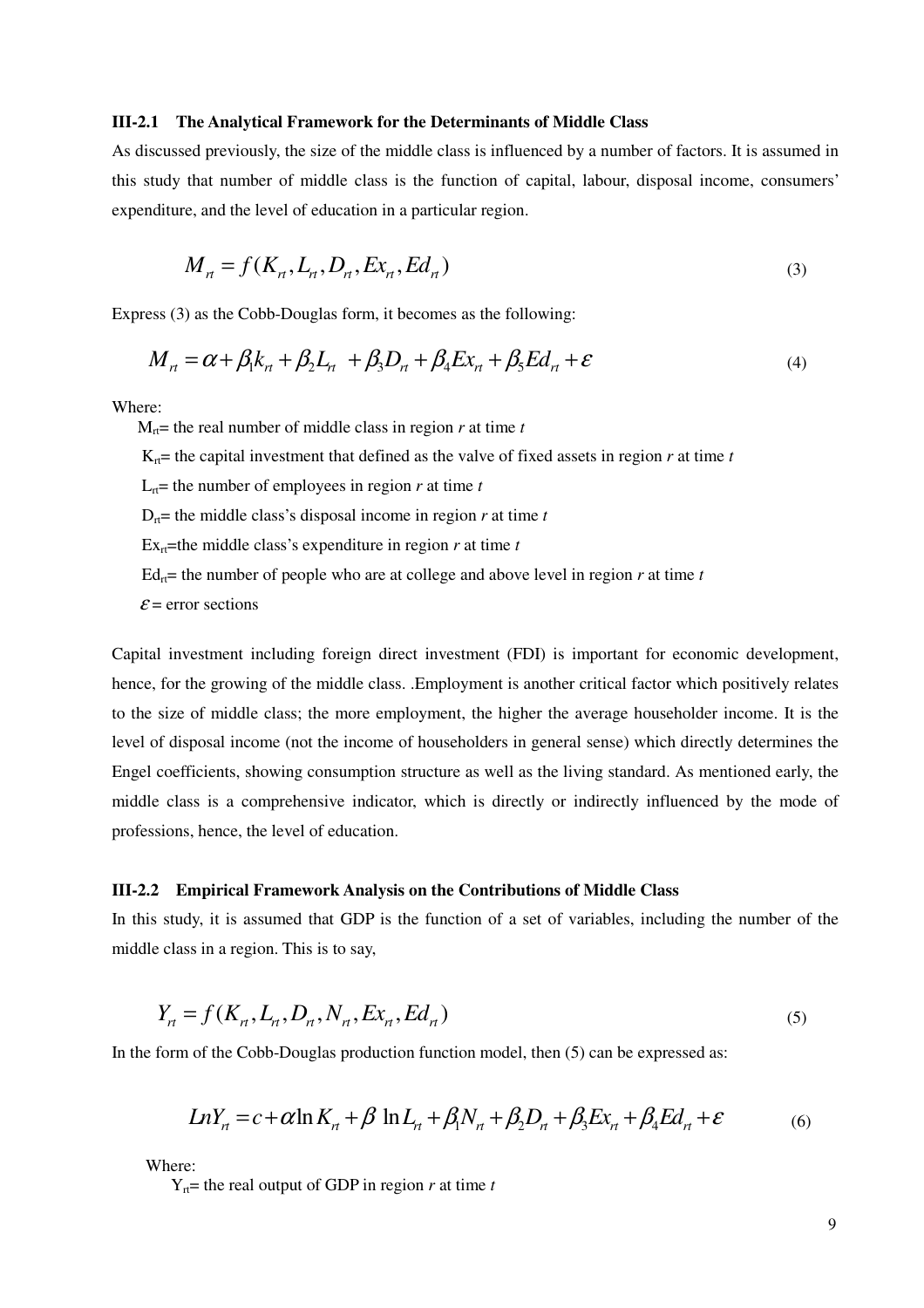### III-2.1 The Analytical Framework for the Determinants of Middle Class

As discussed previously, the size of the middle class is influenced by a number of factors. It is assumed in this study that number of middle class is the function of capital, labour, disposal income, consumers' expenditure, and the level of education in a particular region.

$$M_{rt} = f(K_{rt}, L_{rt}, D_{rt}, Ex_{rt}, Ed_{rt}) \tag{3}$$

Express (3) as the Cobb-Douglas form, it becomes as the following:

$$M_{rt} = \alpha + \beta_1 k_{rt} + \beta_2 L_{rt} + \beta_3 D_{rt} + \beta_4 Ex_{rt} + \beta_5 Ed_{rt} + \varepsilon \tag{4}$$

Where:

$M_{rt}$= the real number of middle class in region *r* at time *t*

$K_{rt}$= the capital investment that defined as the valve of fixed assets in region *r* at time *t*

$L_{rt}$= the number of employees in region *r* at time *t*

$D_{rt}$= the middle class's disposal income in region *r* at time *t*

$Ex_{rt}$=the middle class's expenditure in region *r* at time *t*

$Ed_{rt}$= the number of people who are at college and above level in region *r* at time *t*

$\varepsilon$ = error sections

Capital investment including foreign direct investment (FDI) is important for economic development, hence, for the growing of the middle class. .Employment is another critical factor which positively relates to the size of middle class; the more employment, the higher the average householder income. It is the level of disposal income (not the income of householders in general sense) which directly determines the Engel coefficients, showing consumption structure as well as the living standard. As mentioned early, the middle class is a comprehensive indicator, which is directly or indirectly influenced by the mode of professions, hence, the level of education.

### III-2.2 Empirical Framework Analysis on the Contributions of Middle Class

In this study, it is assumed that GDP is the function of a set of variables, including the number of the middle class in a region. This is to say,

$$Y_{rt} = f(K_{rt}, L_{rt}, D_{rt}, N_{rt}, Ex_{rt}, Ed_{rt}) \tag{5}$$

In the form of the Cobb-Douglas production function model, then (5) can be expressed as:

$$LnY_{rt} = c + \alpha \ln K_{rt} + \beta \ln L_{rt} + \beta_1 N_{rt} + \beta_2 D_{rt} + \beta_3 Ex_{rt} + \beta_4 Ed_{rt} + \varepsilon \tag{6}$$

Where:

$Y_{rt}$= the real output of GDP in region *r* at time *t*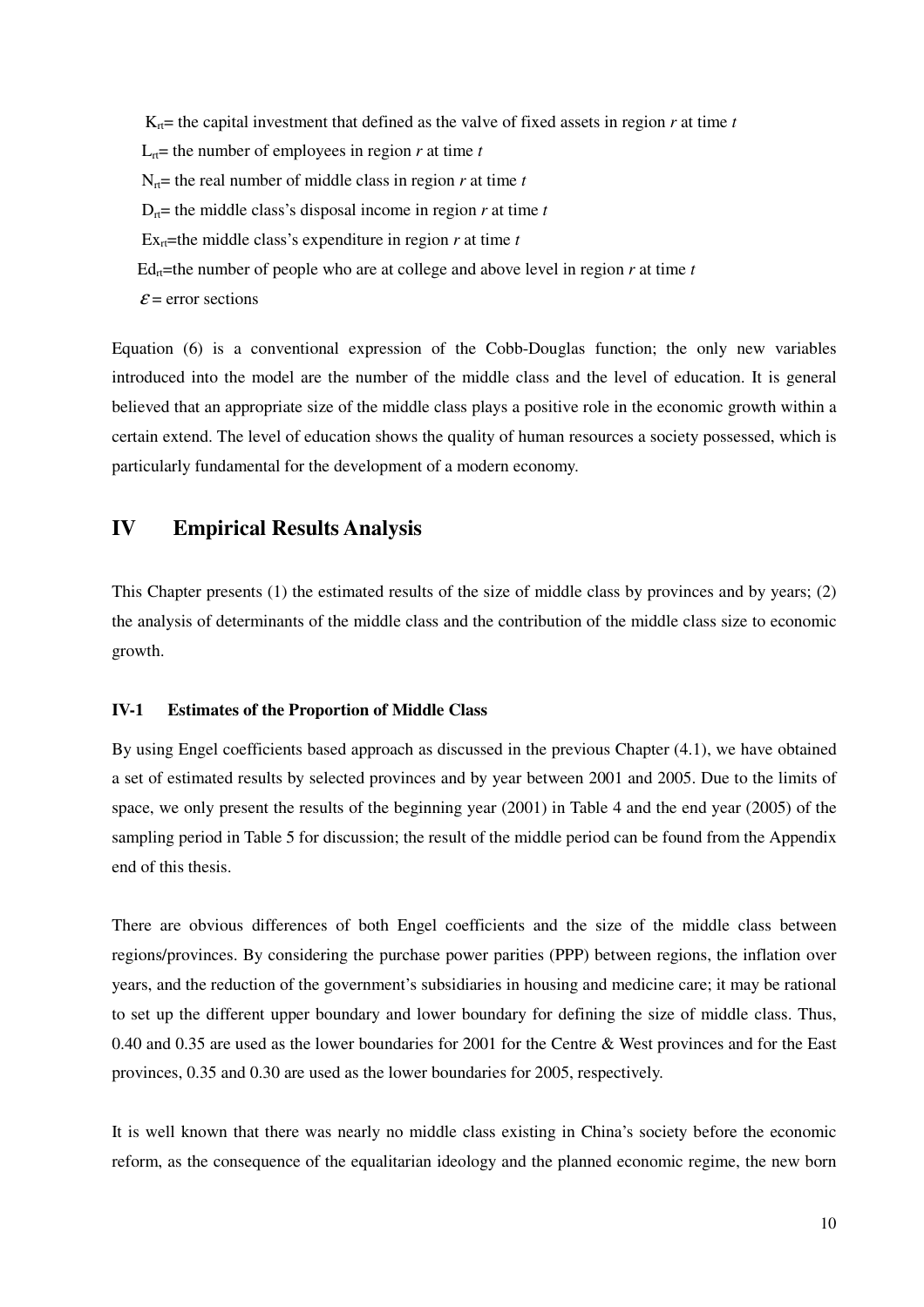$K_{rt}$= the capital investment that defined as the valve of fixed assets in region *r* at time *t*

$L_{rt}$= the number of employees in region *r* at time *t*

$N_{rt}$= the real number of middle class in region *r* at time *t*

$D_{rt}$= the middle class's disposal income in region *r* at time *t*

$Ex_{rt}$=the middle class's expenditure in region *r* at time *t*

$Ed_{rt}$=the number of people who are at college and above level in region *r* at time *t*

$\varepsilon$ = error sections

Equation (6) is a conventional expression of the Cobb-Douglas function; the only new variables introduced into the model are the number of the middle class and the level of education. It is general believed that an appropriate size of the middle class plays a positive role in the economic growth within a certain extend. The level of education shows the quality of human resources a society possessed, which is particularly fundamental for the development of a modern economy.

# IV Empirical Results Analysis

This Chapter presents (1) the estimated results of the size of middle class by provinces and by years; (2) the analysis of determinants of the middle class and the contribution of the middle class size to economic growth.

### IV-1 Estimates of the Proportion of Middle Class

By using Engel coefficients based approach as discussed in the previous Chapter (4.1), we have obtained a set of estimated results by selected provinces and by year between 2001 and 2005. Due to the limits of space, we only present the results of the beginning year (2001) in Table 4 and the end year (2005) of the sampling period in Table 5 for discussion; the result of the middle period can be found from the Appendix end of this thesis.

There are obvious differences of both Engel coefficients and the size of the middle class between regions/provinces. By considering the purchase power parities (PPP) between regions, the inflation over years, and the reduction of the government's subsidiaries in housing and medicine care; it may be rational to set up the different upper boundary and lower boundary for defining the size of middle class. Thus, 0.40 and 0.35 are used as the lower boundaries for 2001 for the Centre & West provinces and for the East provinces, 0.35 and 0.30 are used as the lower boundaries for 2005, respectively.

It is well known that there was nearly no middle class existing in China's society before the economic reform, as the consequence of the equalitarian ideology and the planned economic regime, the new born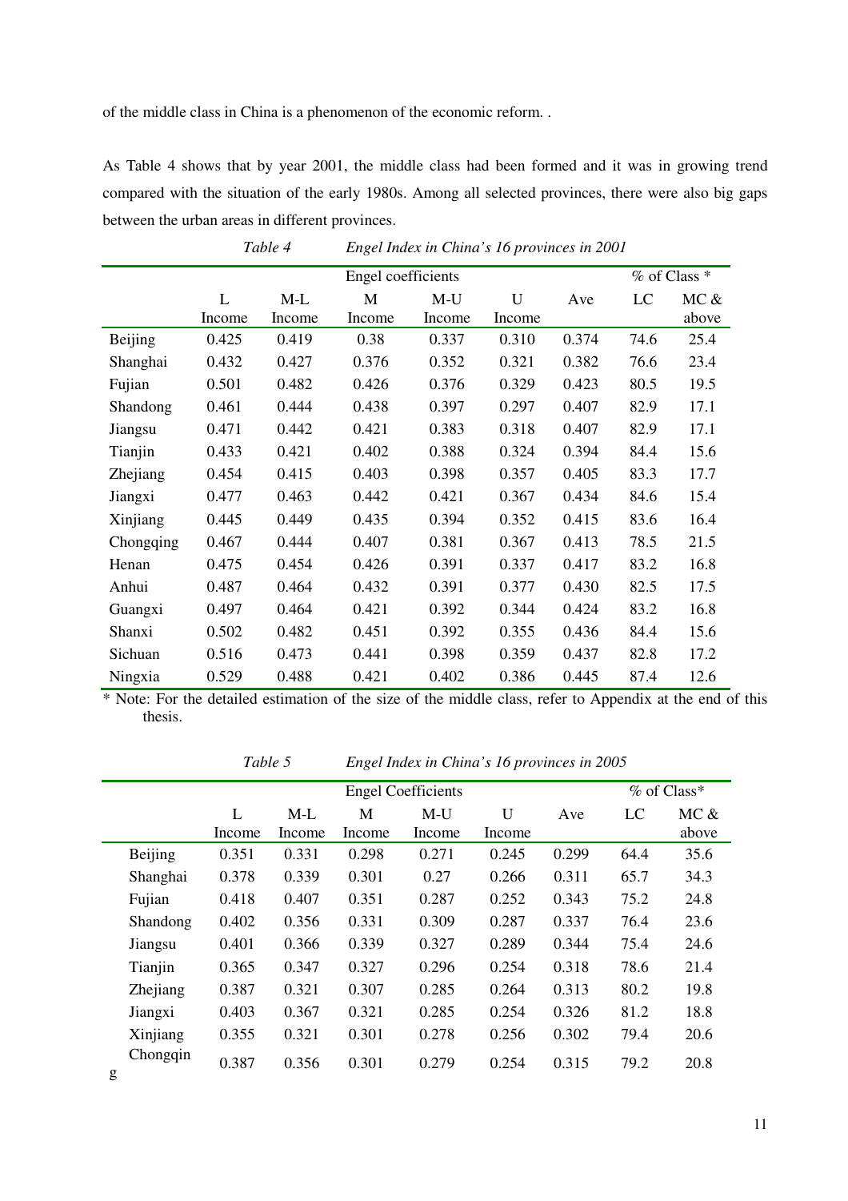of the middle class in China is a phenomenon of the economic reform. .

As Table 4 shows that by year 2001, the middle class had been formed and it was in growing trend compared with the situation of the early 1980s. Among all selected provinces, there were also big gaps between the urban areas in different provinces.

*Table 4 Engel Index in China's 16 provinces in 2001*

| | Engel coefficients | | | | | | % of Class * | |
|---|---|---|---|---|---|---|---|---|
| | L Income | M-L Income | M Income | M-U Income | U Income | Ave | LC | MC & above |
| Beijing | 0.425 | 0.419 | 0.38 | 0.337 | 0.310 | 0.374 | 74.6 | 25.4 |
| Shanghai | 0.432 | 0.427 | 0.376 | 0.352 | 0.321 | 0.382 | 76.6 | 23.4 |
| Fujian | 0.501 | 0.482 | 0.426 | 0.376 | 0.329 | 0.423 | 80.5 | 19.5 |
| Shandong | 0.461 | 0.444 | 0.438 | 0.397 | 0.297 | 0.407 | 82.9 | 17.1 |
| Jiangsu | 0.471 | 0.442 | 0.421 | 0.383 | 0.318 | 0.407 | 82.9 | 17.1 |
| Tianjin | 0.433 | 0.421 | 0.402 | 0.388 | 0.324 | 0.394 | 84.4 | 15.6 |
| Zhejiang | 0.454 | 0.415 | 0.403 | 0.398 | 0.357 | 0.405 | 83.3 | 17.7 |
| Jiangxi | 0.477 | 0.463 | 0.442 | 0.421 | 0.367 | 0.434 | 84.6 | 15.4 |
| Xinjiang | 0.445 | 0.449 | 0.435 | 0.394 | 0.352 | 0.415 | 83.6 | 16.4 |
| Chongqing | 0.467 | 0.444 | 0.407 | 0.381 | 0.367 | 0.413 | 78.5 | 21.5 |
| Henan | 0.475 | 0.454 | 0.426 | 0.391 | 0.337 | 0.417 | 83.2 | 16.8 |
| Anhui | 0.487 | 0.464 | 0.432 | 0.391 | 0.377 | 0.430 | 82.5 | 17.5 |
| Guangxi | 0.497 | 0.464 | 0.421 | 0.392 | 0.344 | 0.424 | 83.2 | 16.8 |
| Shanxi | 0.502 | 0.482 | 0.451 | 0.392 | 0.355 | 0.436 | 84.4 | 15.6 |
| Sichuan | 0.516 | 0.473 | 0.441 | 0.398 | 0.359 | 0.437 | 82.8 | 17.2 |
| Ningxia | 0.529 | 0.488 | 0.421 | 0.402 | 0.386 | 0.445 | 87.4 | 12.6 |

* Note: For the detailed estimation of the size of the middle class, refer to Appendix at the end of this thesis.

*Table 5 Engel Index in China's 16 provinces in 2005*

| | Engel Coefficients | | | | | | % of Class* | |
|---|---|---|---|---|---|---|---|---|
| | L Income | M-L Income | M Income | M-U Income | U Income | Ave | LC | MC & above |
| Beijing | 0.351 | 0.331 | 0.298 | 0.271 | 0.245 | 0.299 | 64.4 | 35.6 |
| Shanghai | 0.378 | 0.339 | 0.301 | 0.27 | 0.266 | 0.311 | 65.7 | 34.3 |
| Fujian | 0.418 | 0.407 | 0.351 | 0.287 | 0.252 | 0.343 | 75.2 | 24.8 |
| Shandong | 0.402 | 0.356 | 0.331 | 0.309 | 0.287 | 0.337 | 76.4 | 23.6 |
| Jiangsu | 0.401 | 0.366 | 0.339 | 0.327 | 0.289 | 0.344 | 75.4 | 24.6 |
| Tianjin | 0.365 | 0.347 | 0.327 | 0.296 | 0.254 | 0.318 | 78.6 | 21.4 |
| Zhejiang | 0.387 | 0.321 | 0.307 | 0.285 | 0.264 | 0.313 | 80.2 | 19.8 |
| Jiangxi | 0.403 | 0.367 | 0.321 | 0.285 | 0.254 | 0.326 | 81.2 | 18.8 |
| Xinjiang | 0.355 | 0.321 | 0.301 | 0.278 | 0.256 | 0.302 | 79.4 | 20.6 |
| Chongqing | 0.387 | 0.356 | 0.301 | 0.279 | 0.254 | 0.315 | 79.2 | 20.8 |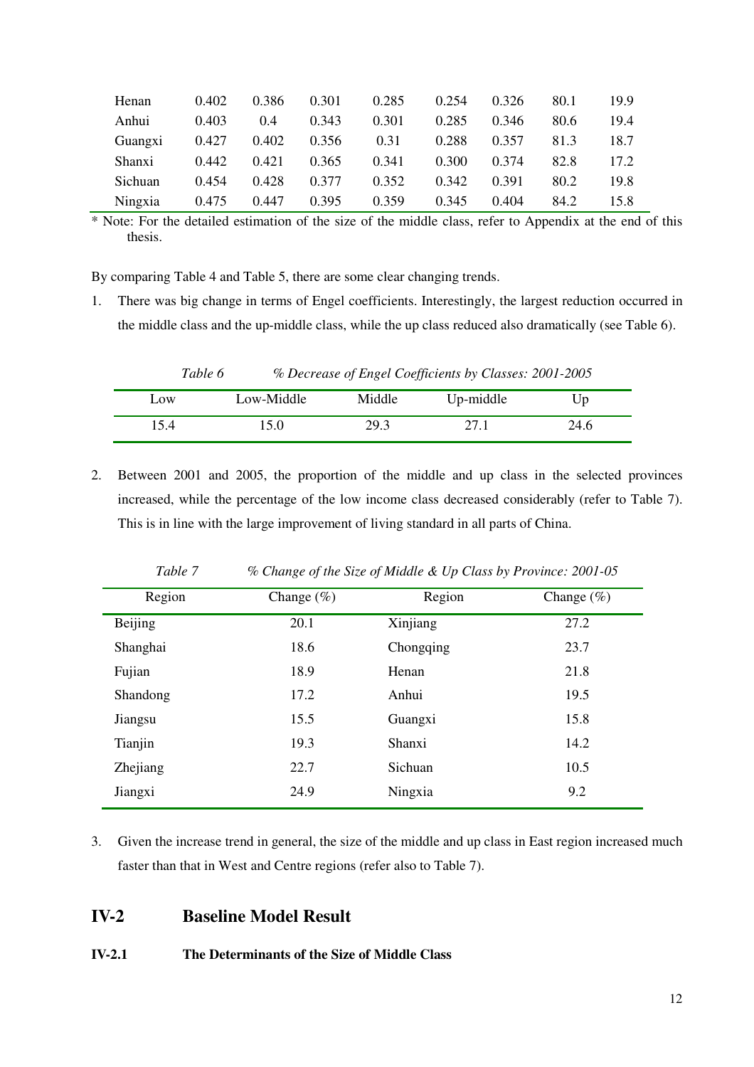| | | | | | | | | |
|---|---|---|---|---|---|---|---|---|
| Henan | 0.402 | 0.386 | 0.301 | 0.285 | 0.254 | 0.326 | 80.1 | 19.9 |
| Anhui | 0.403 | 0.4 | 0.343 | 0.301 | 0.285 | 0.346 | 80.6 | 19.4 |
| Guangxi | 0.427 | 0.402 | 0.356 | 0.31 | 0.288 | 0.357 | 81.3 | 18.7 |
| Shanxi | 0.442 | 0.421 | 0.365 | 0.341 | 0.300 | 0.374 | 82.8 | 17.2 |
| Sichuan | 0.454 | 0.428 | 0.377 | 0.352 | 0.342 | 0.391 | 80.2 | 19.8 |
| Ningxia | 0.475 | 0.447 | 0.395 | 0.359 | 0.345 | 0.404 | 84.2 | 15.8 |

* Note: For the detailed estimation of the size of the middle class, refer to Appendix at the end of this thesis.

By comparing Table 4 and Table 5, there are some clear changing trends.

1. There was big change in terms of Engel coefficients. Interestingly, the largest reduction occurred in the middle class and the up-middle class, while the up class reduced also dramatically (see Table 6).

*Table 6 % Decrease of Engel Coefficients by Classes: 2001-2005*

| Low | Low-Middle | Middle | Up-middle | Up |
|---|---|---|---|---|
| 15.4 | 15.0 | 29.3 | 27.1 | 24.6 |

2. Between 2001 and 2005, the proportion of the middle and up class in the selected provinces increased, while the percentage of the low income class decreased considerably (refer to Table 7). This is in line with the large improvement of living standard in all parts of China.

*Table 7 % Change of the Size of Middle & Up Class by Province: 2001-05*

| Region | Change (%) | Region | Change (%) |
|---|---|---|---|
| Beijing | 20.1 | Xinjiang | 27.2 |
| Shanghai | 18.6 | Chongqing | 23.7 |
| Fujian | 18.9 | Henan | 21.8 |
| Shandong | 17.2 | Anhui | 19.5 |
| Jiangsu | 15.5 | Guangxi | 15.8 |
| Tianjin | 19.3 | Shanxi | 14.2 |
| Zhejiang | 22.7 | Sichuan | 10.5 |
| Jiangxi | 24.9 | Ningxia | 9.2 |

3. Given the increase trend in general, the size of the middle and up class in East region increased much faster than that in West and Centre regions (refer also to Table 7).

## IV-2 Baseline Model Result

### IV-2.1 The Determinants of the Size of Middle Class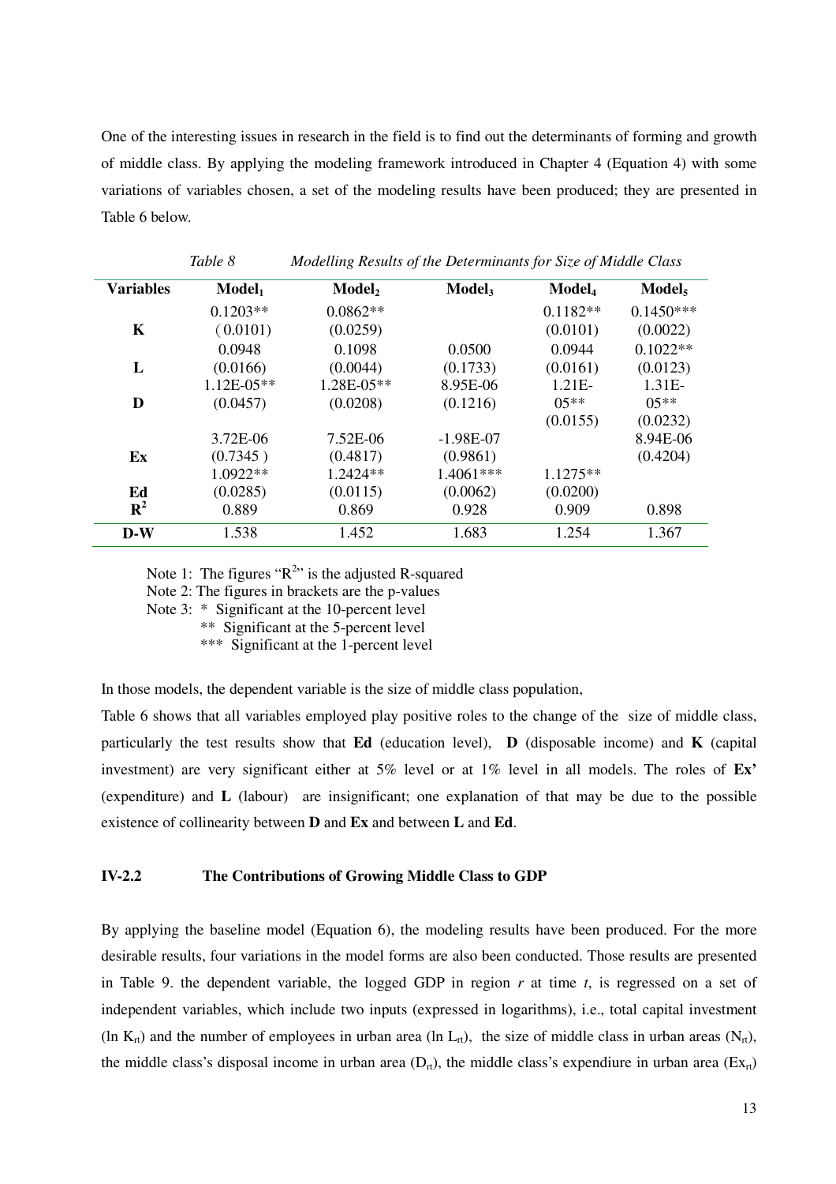One of the interesting issues in research in the field is to find out the determinants of forming and growth of middle class. By applying the modeling framework introduced in Chapter 4 (Equation 4) with some variations of variables chosen, a set of the modeling results have been produced; they are presented in Table 6 below.

*Table 8 Modelling Results of the Determinants for Size of Middle Class*

| Variables | $Model_1$ | $Model_2$ | $Model_3$ | $Model_4$ | $Model_5$ |
|---|---|---|---|---|---|
| **K** | 0.1203** (0.0101) | 0.0862** (0.0259) | | 0.1182** (0.0101) | 0.1450*** (0.0022) |
| **L** | 0.0948 (0.0166) | 0.1098 (0.0044) | 0.0500 (0.1733) | 0.0944 (0.0161) | 0.1022** (0.0123) |
| **D** | 1.12E-05** (0.0457) | 1.28E-05** (0.0208) | 8.95E-06 (0.1216) | 1.21E-05** (0.0155) | 1.31E-05** (0.0232) |
| **Ex** | 3.72E-06 (0.7345 ) | 7.52E-06 (0.4817) | -1.98E-07 (0.9861) | | 8.94E-06 (0.4204) |
| **Ed** | 1.0922** (0.0285) | 1.2424** (0.0115) | 1.4061*** (0.0062) | 1.1275** (0.0200) | |
| $R^2$ | 0.889 | 0.869 | 0.928 | 0.909 | 0.898 |
| **D-W** | 1.538 | 1.452 | 1.683 | 1.254 | 1.367 |

Note 1: The figures "$R^2$" is the adjusted R-squared
Note 2: The figures in brackets are the p-values
Note 3: * Significant at the 10-percent level
** Significant at the 5-percent level
*** Significant at the 1-percent level

In those models, the dependent variable is the size of middle class population,

Table 6 shows that all variables employed play positive roles to the change of the size of middle class, particularly the test results show that **Ed** (education level), **D** (disposable income) and **K** (capital investment) are very significant either at 5% level or at 1% level in all models. The roles of **Ex'** (expenditure) and **L** (labour) are insignificant; one explanation of that may be due to the possible existence of collinearity between **D** and **Ex** and between **L** and **Ed**.

### IV-2.2 The Contributions of Growing Middle Class to GDP

By applying the baseline model (Equation 6), the modeling results have been produced. For the more desirable results, four variations in the model forms are also been conducted. Those results are presented in Table 9. the dependent variable, the logged GDP in region *r* at time *t*, is regressed on a set of independent variables, which include two inputs (expressed in logarithms), i.e., total capital investment ($\ln K_{rt}$) and the number of employees in urban area ($\ln L_{rt}$), the size of middle class in urban areas ($N_{rt}$), the middle class's disposal income in urban area ($D_{rt}$), the middle class's expendiure in urban area ($Ex_{rt}$)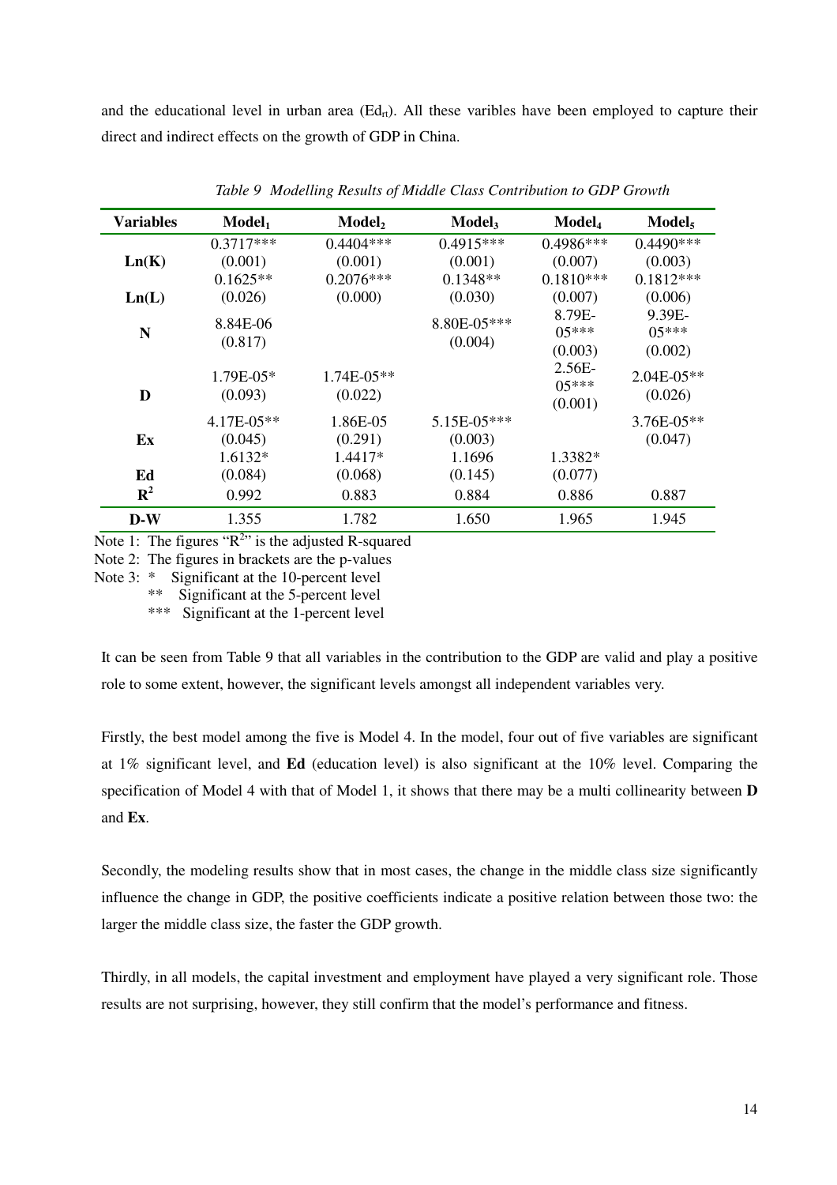and the educational level in urban area ($Ed_{rt}$). All these varibles have been employed to capture their direct and indirect effects on the growth of GDP in China.

*Table 9 Modelling Results of Middle Class Contribution to GDP Growth*

| Variables | $Model_1$ | $Model_2$ | $Model_3$ | $Model_4$ | $Model_5$ |
|---|---|---|---|---|---|
| **Ln(K)** | 0.3717*** (0.001) | 0.4404*** (0.001) | 0.4915*** (0.001) | 0.4986*** (0.007) | 0.4490*** (0.003) |
| **Ln(L)** | 0.1625** (0.026) | 0.2076*** (0.000) | 0.1348** (0.030) | 0.1810*** (0.007) | 0.1812*** (0.006) |
| **N** | 8.84E-06 (0.817) | | 8.80E-05*** (0.004) | 8.79E-05*** (0.003) | 9.39E-05*** (0.002) |
| **D** | 1.79E-05* (0.093) | 1.74E-05** (0.022) | | 2.56E-05*** (0.001) | 2.04E-05** (0.026) |
| **Ex** | 4.17E-05** (0.045) | 1.86E-05 (0.291) | 5.15E-05*** (0.003) | | 3.76E-05** (0.047) |
| **Ed** | 1.6132* (0.084) | 1.4417* (0.068) | 1.1696 (0.145) | 1.3382* (0.077) | |
| $\mathbf{R^2}$ | 0.992 | 0.883 | 0.884 | 0.886 | 0.887 |
| **D-W** | 1.355 | 1.782 | 1.650 | 1.965 | 1.945 |

Note 1: The figures "$R^2$" is the adjusted R-squared

Note 2: The figures in brackets are the p-values

Note 3: * Significant at the 10-percent level

** Significant at the 5-percent level

*** Significant at the 1-percent level

It can be seen from Table 9 that all variables in the contribution to the GDP are valid and play a positive role to some extent, however, the significant levels amongst all independent variables very.

Firstly, the best model among the five is Model 4. In the model, four out of five variables are significant at 1% significant level, and **Ed** (education level) is also significant at the 10% level. Comparing the specification of Model 4 with that of Model 1, it shows that there may be a multi collinearity between **D** and **Ex**.

Secondly, the modeling results show that in most cases, the change in the middle class size significantly influence the change in GDP, the positive coefficients indicate a positive relation between those two: the larger the middle class size, the faster the GDP growth.

Thirdly, in all models, the capital investment and employment have played a very significant role. Those results are not surprising, however, they still confirm that the model's performance and fitness.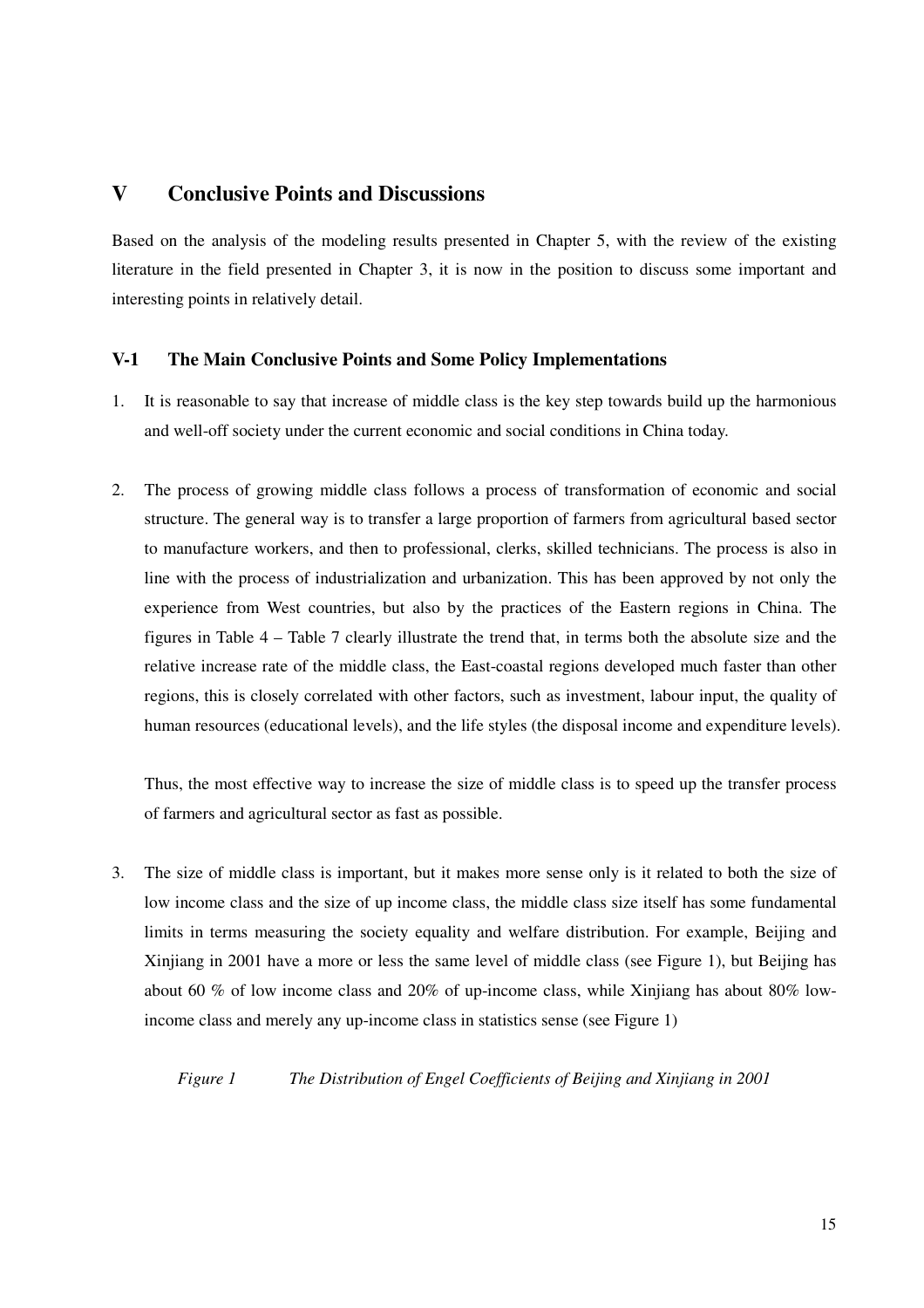# V Conclusive Points and Discussions

Based on the analysis of the modeling results presented in Chapter 5, with the review of the existing literature in the field presented in Chapter 3, it is now in the position to discuss some important and interesting points in relatively detail.

## V-1 The Main Conclusive Points and Some Policy Implementations

1. It is reasonable to say that increase of middle class is the key step towards build up the harmonious and well-off society under the current economic and social conditions in China today.

2. The process of growing middle class follows a process of transformation of economic and social structure. The general way is to transfer a large proportion of farmers from agricultural based sector to manufacture workers, and then to professional, clerks, skilled technicians. The process is also in line with the process of industrialization and urbanization. This has been approved by not only the experience from West countries, but also by the practices of the Eastern regions in China. The figures in Table 4 – Table 7 clearly illustrate the trend that, in terms both the absolute size and the relative increase rate of the middle class, the East-coastal regions developed much faster than other regions, this is closely correlated with other factors, such as investment, labour input, the quality of human resources (educational levels), and the life styles (the disposal income and expenditure levels).

   Thus, the most effective way to increase the size of middle class is to speed up the transfer process of farmers and agricultural sector as fast as possible.

3. The size of middle class is important, but it makes more sense only is it related to both the size of low income class and the size of up income class, the middle class size itself has some fundamental limits in terms measuring the society equality and welfare distribution. For example, Beijing and Xinjiang in 2001 have a more or less the same level of middle class (see Figure 1), but Beijing has about 60 % of low income class and 20% of up-income class, while Xinjiang has about 80% low-income class and merely any up-income class in statistics sense (see Figure 1)

*Figure 1 The Distribution of Engel Coefficients of Beijing and Xinjiang in 2001*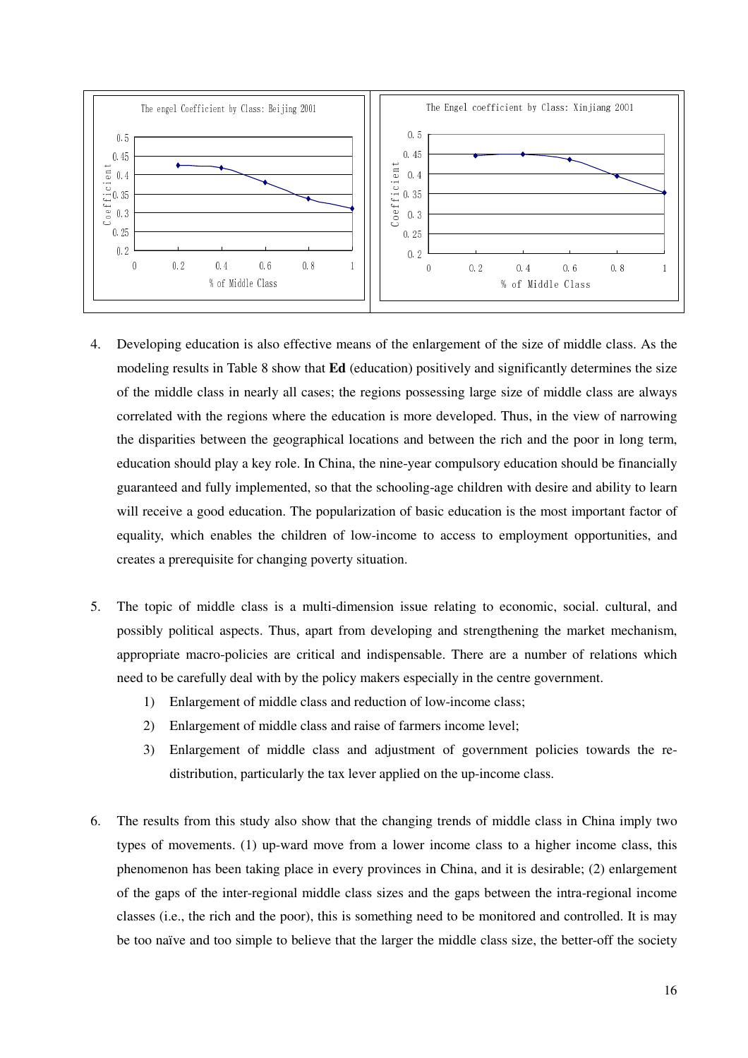The engel Coefficient by Class: Beijing 2001

Coefficient

0.5
0.45
0.4
0.35
0.3
0.25
0.2

0 0.2 0.4 0.6 0.8 1

% of Middle Class

The Engel coefficient by Class: Xinjiang 2001

Coefficient

0.5
0.45
0.4
0.35
0.3
0.25
0.2

0 0.2 0.4 0.6 0.8 1

% of Middle Class

4. Developing education is also effective means of the enlargement of the size of middle class. As the modeling results in Table 8 show that **Ed** (education) positively and significantly determines the size of the middle class in nearly all cases; the regions possessing large size of middle class are always correlated with the regions where the education is more developed. Thus, in the view of narrowing the disparities between the geographical locations and between the rich and the poor in long term, education should play a key role. In China, the nine-year compulsory education should be financially guaranteed and fully implemented, so that the schooling-age children with desire and ability to learn will receive a good education. The popularization of basic education is the most important factor of equality, which enables the children of low-income to access to employment opportunities, and creates a prerequisite for changing poverty situation.

5. The topic of middle class is a multi-dimension issue relating to economic, social. cultural, and possibly political aspects. Thus, apart from developing and strengthening the market mechanism, appropriate macro-policies are critical and indispensable. There are a number of relations which need to be carefully deal with by the policy makers especially in the centre government.
    1) Enlargement of middle class and reduction of low-income class;
    2) Enlargement of middle class and raise of farmers income level;
    3) Enlargement of middle class and adjustment of government policies towards the re-distribution, particularly the tax lever applied on the up-income class.

6. The results from this study also show that the changing trends of middle class in China imply two types of movements. (1) up-ward move from a lower income class to a higher income class, this phenomenon has been taking place in every provinces in China, and it is desirable; (2) enlargement of the gaps of the inter-regional middle class sizes and the gaps between the intra-regional income classes (i.e., the rich and the poor), this is something need to be monitored and controlled. It is may be too naïve and too simple to believe that the larger the middle class size, the better-off the society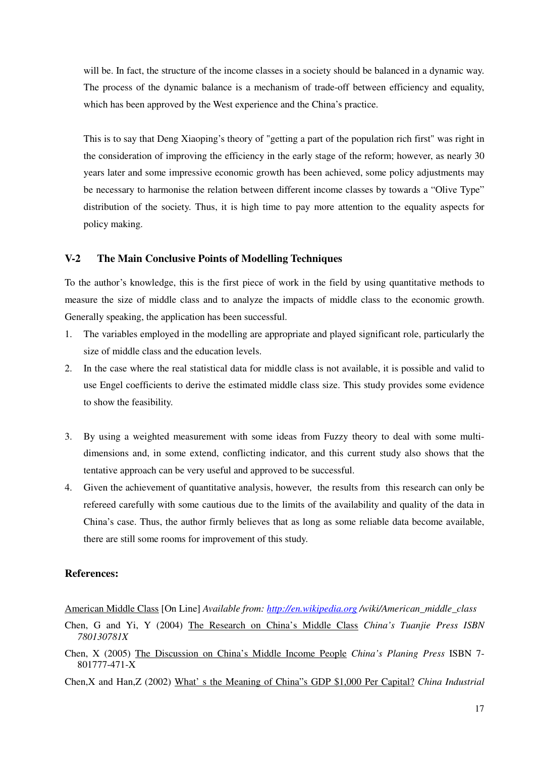will be. In fact, the structure of the income classes in a society should be balanced in a dynamic way. The process of the dynamic balance is a mechanism of trade-off between efficiency and equality, which has been approved by the West experience and the China's practice.

This is to say that Deng Xiaoping's theory of "getting a part of the population rich first" was right in the consideration of improving the efficiency in the early stage of the reform; however, as nearly 30 years later and some impressive economic growth has been achieved, some policy adjustments may be necessary to harmonise the relation between different income classes by towards a "Olive Type" distribution of the society. Thus, it is high time to pay more attention to the equality aspects for policy making.

### V-2 The Main Conclusive Points of Modelling Techniques

To the author's knowledge, this is the first piece of work in the field by using quantitative methods to measure the size of middle class and to analyze the impacts of middle class to the economic growth. Generally speaking, the application has been successful.

1. The variables employed in the modelling are appropriate and played significant role, particularly the size of middle class and the education levels.
2. In the case where the real statistical data for middle class is not available, it is possible and valid to use Engel coefficients to derive the estimated middle class size. This study provides some evidence to show the feasibility.
3. By using a weighted measurement with some ideas from Fuzzy theory to deal with some multi-dimensions and, in some extend, conflicting indicator, and this current study also shows that the tentative approach can be very useful and approved to be successful.
4. Given the achievement of quantitative analysis, however, the results from this research can only be refereed carefully with some cautious due to the limits of the availability and quality of the data in China's case. Thus, the author firmly believes that as long as some reliable data become available, there are still some rooms for improvement of this study.

**References:**

American Middle Class [On Line] *Available from: http://en.wikipedia.org /wiki/American_middle_class*

Chen, G and Yi, Y (2004) The Research on China's Middle Class *China's Tuanjie Press ISBN 780130781X*

Chen, X (2005) The Discussion on China's Middle Income People *China's Planing Press* ISBN 7-801777-471-X

Chen,X and Han,Z (2002) What' s the Meaning of China"s GDP $1,000 Per Capital? *China Industrial*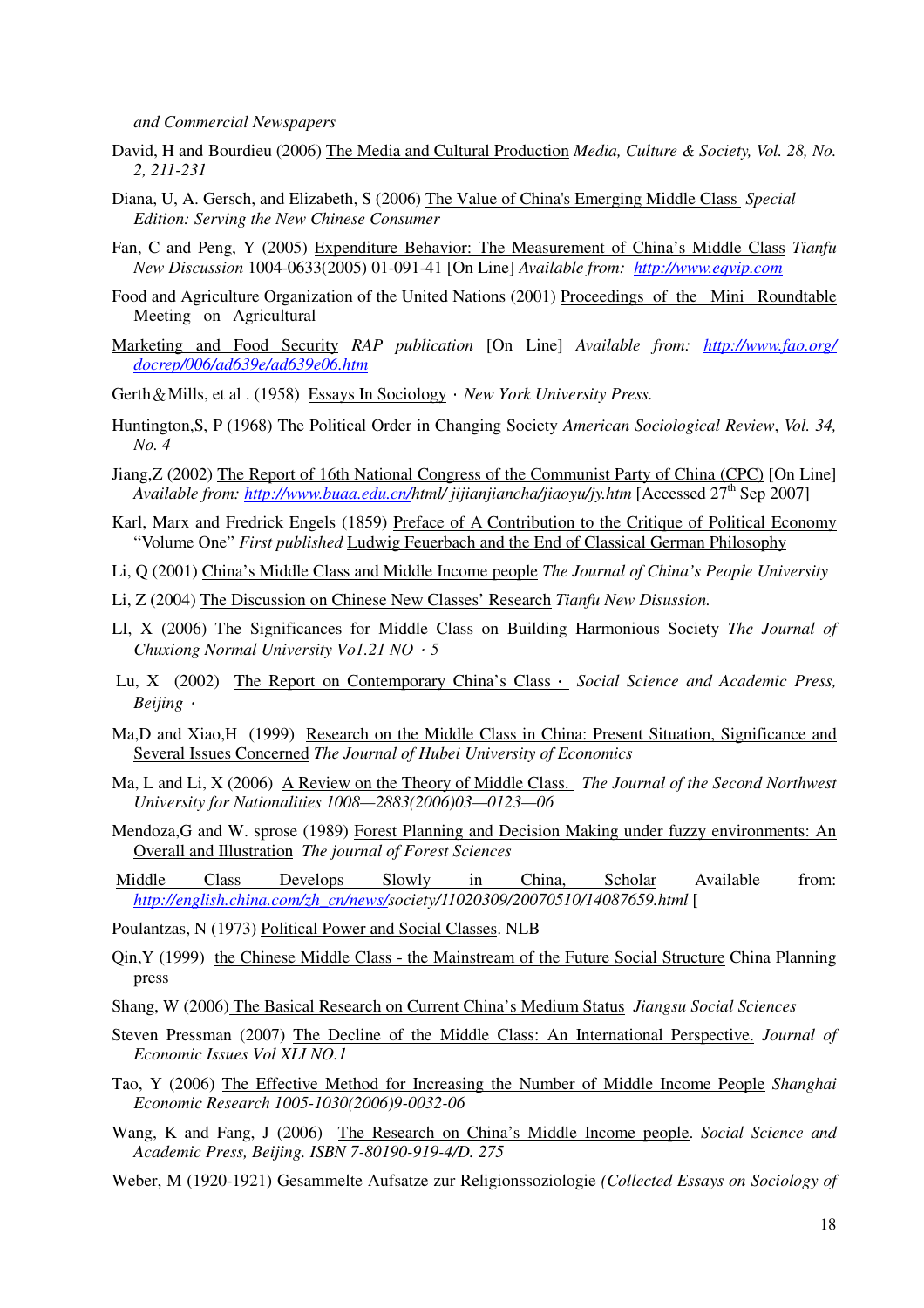*and Commercial Newspapers*

David, H and Bourdieu (2006) The Media and Cultural Production *Media, Culture & Society, Vol. 28, No. 2, 211-231*

Diana, U, A. Gersch, and Elizabeth, S (2006) The Value of China's Emerging Middle Class *Special Edition: Serving the New Chinese Consumer*

Fan, C and Peng, Y (2005) Expenditure Behavior: The Measurement of China's Middle Class *Tianfu New Discussion* 1004-0633(2005) 01-091-41 [On Line] *Available from: http://www.eqvip.com*

Food and Agriculture Organization of the United Nations (2001) Proceedings of the Mini Roundtable Meeting on Agricultural

Marketing and Food Security *RAP publication* [On Line] *Available from: http://www.fao.org/docrep/006/ad639e/ad639e06.htm*

Gerth＆Mills, et al . (1958) Essays In Sociology · *New York University Press.*

Huntington,S, P (1968) The Political Order in Changing Society *American Sociological Review*, *Vol. 34, No. 4*

Jiang,Z (2002) The Report of 16th National Congress of the Communist Party of China (CPC) [On Line] *Available from: http://www.buaa.edu.cn/html/ jijianjiancha/jiaoyu/jy.htm* [Accessed 27th Sep 2007]

Karl, Marx and Fredrick Engels (1859) Preface of A Contribution to the Critique of Political Economy "Volume One" *First published* Ludwig Feuerbach and the End of Classical German Philosophy

Li, Q (2001) China's Middle Class and Middle Income people *The Journal of China's People University*

Li, Z (2004) The Discussion on Chinese New Classes' Research *Tianfu New Disussion.*

LI, X (2006) The Significances for Middle Class on Building Harmonious Society *The Journal of Chuxiong Normal University Vo1.21 NO · 5*

Lu, X (2002) The Report on Contemporary China's Class · *Social Science and Academic Press, Beijing ·*

Ma,D and Xiao,H (1999) Research on the Middle Class in China: Present Situation, Significance and Several Issues Concerned *The Journal of Hubei University of Economics*

Ma, L and Li, X (2006) A Review on the Theory of Middle Class. *The Journal of the Second Northwest University for Nationalities 1008—2883(2006)03—0123—06*

Mendoza,G and W. sprose (1989) Forest Planning and Decision Making under fuzzy environments: An Overall and Illustration *The journal of Forest Sciences*

Middle Class Develops Slowly in China, Scholar Available from: *http://english.china.com/zh_cn/news/society/11020309/20070510/14087659.html* [

Poulantzas, N (1973) Political Power and Social Classes. NLB

Qin,Y (1999) the Chinese Middle Class - the Mainstream of the Future Social Structure China Planning press

Shang, W (2006) The Basical Research on Current China's Medium Status *Jiangsu Social Sciences*

Steven Pressman (2007) The Decline of the Middle Class: An International Perspective. *Journal of Economic Issues Vol XLI NO.1*

Tao, Y (2006) The Effective Method for Increasing the Number of Middle Income People *Shanghai Economic Research 1005-1030(2006)9-0032-06*

Wang, K and Fang, J (2006) The Research on China's Middle Income people. *Social Science and Academic Press, Beijing. ISBN 7-80190-919-4/D. 275*

Weber, M (1920-1921) Gesammelte Aufsatze zur Religionssoziologie *(Collected Essays on Sociology of*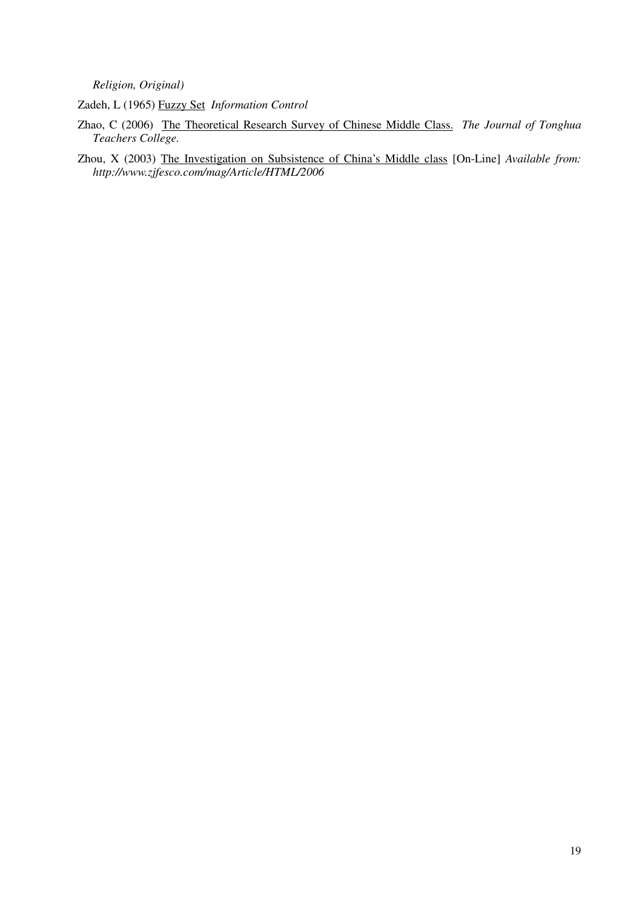*Religion, Original)*

Zadeh, L (1965) <u>Fuzzy Set</u> *Information Control*

Zhao, C (2006) <u>The Theoretical Research Survey of Chinese Middle Class.</u> *The Journal of Tonghua Teachers College.*

Zhou, X (2003) <u>The Investigation on Subsistence of China's Middle class</u> [On-Line] *Available from: http://www.zjfesco.com/mag/Article/HTML/2006*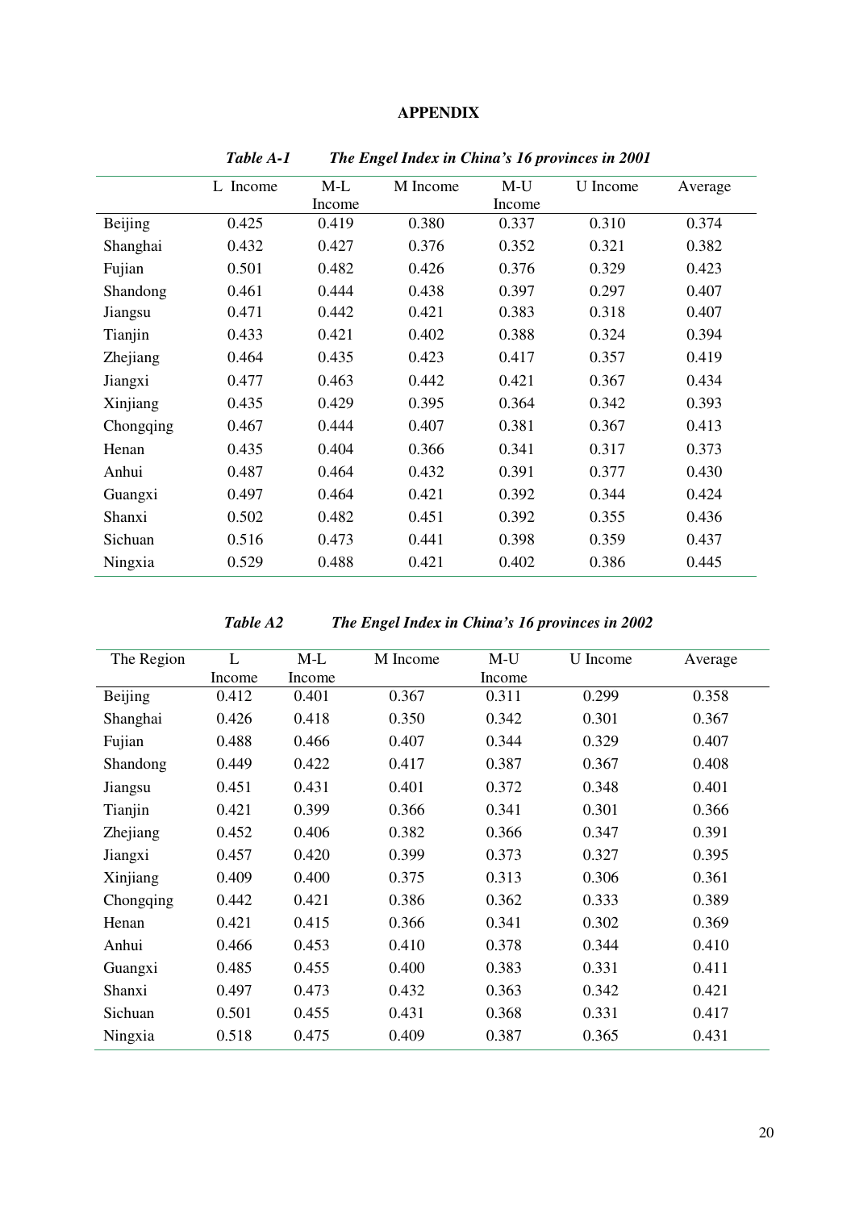# APPENDIX

*Table A-1 The Engel Index in China's 16 provinces in 2001*

| | L Income | M-L Income | M Income | M-U Income | U Income | Average |
|---|---|---|---|---|---|---|
| Beijing | 0.425 | 0.419 | 0.380 | 0.337 | 0.310 | 0.374 |
| Shanghai | 0.432 | 0.427 | 0.376 | 0.352 | 0.321 | 0.382 |
| Fujian | 0.501 | 0.482 | 0.426 | 0.376 | 0.329 | 0.423 |
| Shandong | 0.461 | 0.444 | 0.438 | 0.397 | 0.297 | 0.407 |
| Jiangsu | 0.471 | 0.442 | 0.421 | 0.383 | 0.318 | 0.407 |
| Tianjin | 0.433 | 0.421 | 0.402 | 0.388 | 0.324 | 0.394 |
| Zhejiang | 0.464 | 0.435 | 0.423 | 0.417 | 0.357 | 0.419 |
| Jiangxi | 0.477 | 0.463 | 0.442 | 0.421 | 0.367 | 0.434 |
| Xinjiang | 0.435 | 0.429 | 0.395 | 0.364 | 0.342 | 0.393 |
| Chongqing | 0.467 | 0.444 | 0.407 | 0.381 | 0.367 | 0.413 |
| Henan | 0.435 | 0.404 | 0.366 | 0.341 | 0.317 | 0.373 |
| Anhui | 0.487 | 0.464 | 0.432 | 0.391 | 0.377 | 0.430 |
| Guangxi | 0.497 | 0.464 | 0.421 | 0.392 | 0.344 | 0.424 |
| Shanxi | 0.502 | 0.482 | 0.451 | 0.392 | 0.355 | 0.436 |
| Sichuan | 0.516 | 0.473 | 0.441 | 0.398 | 0.359 | 0.437 |
| Ningxia | 0.529 | 0.488 | 0.421 | 0.402 | 0.386 | 0.445 |

*Table A2 The Engel Index in China's 16 provinces in 2002*

| The Region | L Income | M-L Income | M Income | M-U Income | U Income | Average |
|---|---|---|---|---|---|---|
| Beijing | 0.412 | 0.401 | 0.367 | 0.311 | 0.299 | 0.358 |
| Shanghai | 0.426 | 0.418 | 0.350 | 0.342 | 0.301 | 0.367 |
| Fujian | 0.488 | 0.466 | 0.407 | 0.344 | 0.329 | 0.407 |
| Shandong | 0.449 | 0.422 | 0.417 | 0.387 | 0.367 | 0.408 |
| Jiangsu | 0.451 | 0.431 | 0.401 | 0.372 | 0.348 | 0.401 |
| Tianjin | 0.421 | 0.399 | 0.366 | 0.341 | 0.301 | 0.366 |
| Zhejiang | 0.452 | 0.406 | 0.382 | 0.366 | 0.347 | 0.391 |
| Jiangxi | 0.457 | 0.420 | 0.399 | 0.373 | 0.327 | 0.395 |
| Xinjiang | 0.409 | 0.400 | 0.375 | 0.313 | 0.306 | 0.361 |
| Chongqing | 0.442 | 0.421 | 0.386 | 0.362 | 0.333 | 0.389 |
| Henan | 0.421 | 0.415 | 0.366 | 0.341 | 0.302 | 0.369 |
| Anhui | 0.466 | 0.453 | 0.410 | 0.378 | 0.344 | 0.410 |
| Guangxi | 0.485 | 0.455 | 0.400 | 0.383 | 0.331 | 0.411 |
| Shanxi | 0.497 | 0.473 | 0.432 | 0.363 | 0.342 | 0.421 |
| Sichuan | 0.501 | 0.455 | 0.431 | 0.368 | 0.331 | 0.417 |
| Ningxia | 0.518 | 0.475 | 0.409 | 0.387 | 0.365 | 0.431 |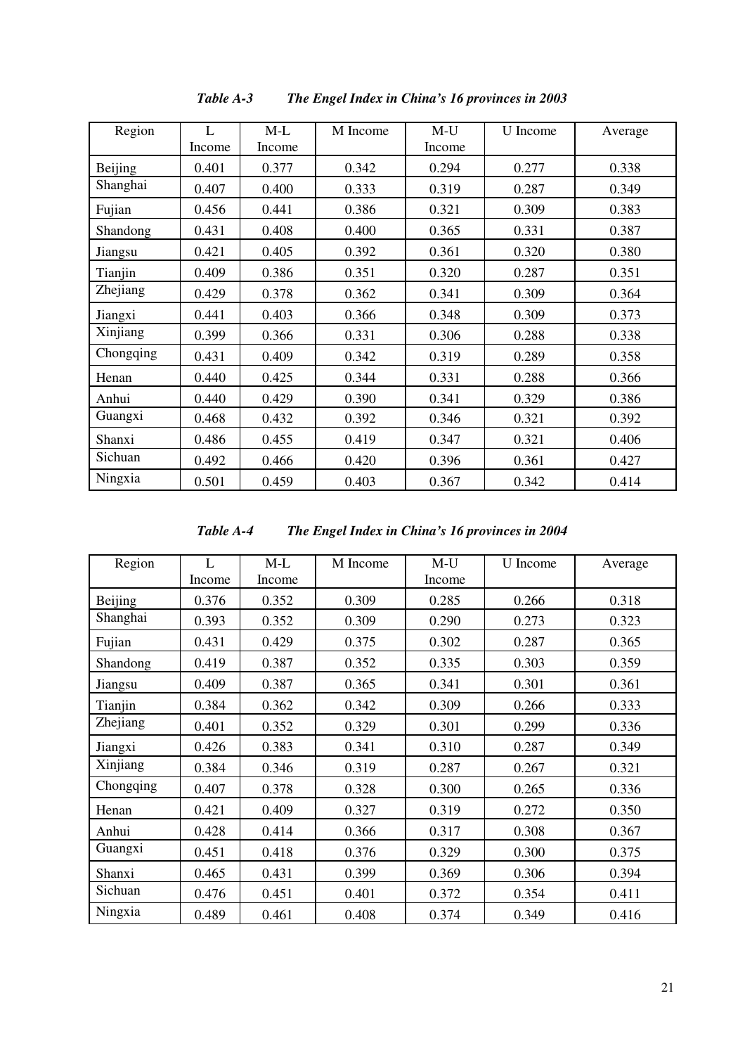*Table A-3 The Engel Index in China's 16 provinces in 2003*

| Region | L Income | M-L Income | M Income | M-U Income | U Income | Average |
|---|---|---|---|---|---|---|
| Beijing | 0.401 | 0.377 | 0.342 | 0.294 | 0.277 | 0.338 |
| Shanghai | 0.407 | 0.400 | 0.333 | 0.319 | 0.287 | 0.349 |
| Fujian | 0.456 | 0.441 | 0.386 | 0.321 | 0.309 | 0.383 |
| Shandong | 0.431 | 0.408 | 0.400 | 0.365 | 0.331 | 0.387 |
| Jiangsu | 0.421 | 0.405 | 0.392 | 0.361 | 0.320 | 0.380 |
| Tianjin | 0.409 | 0.386 | 0.351 | 0.320 | 0.287 | 0.351 |
| Zhejiang | 0.429 | 0.378 | 0.362 | 0.341 | 0.309 | 0.364 |
| Jiangxi | 0.441 | 0.403 | 0.366 | 0.348 | 0.309 | 0.373 |
| Xinjiang | 0.399 | 0.366 | 0.331 | 0.306 | 0.288 | 0.338 |
| Chongqing | 0.431 | 0.409 | 0.342 | 0.319 | 0.289 | 0.358 |
| Henan | 0.440 | 0.425 | 0.344 | 0.331 | 0.288 | 0.366 |
| Anhui | 0.440 | 0.429 | 0.390 | 0.341 | 0.329 | 0.386 |
| Guangxi | 0.468 | 0.432 | 0.392 | 0.346 | 0.321 | 0.392 |
| Shanxi | 0.486 | 0.455 | 0.419 | 0.347 | 0.321 | 0.406 |
| Sichuan | 0.492 | 0.466 | 0.420 | 0.396 | 0.361 | 0.427 |
| Ningxia | 0.501 | 0.459 | 0.403 | 0.367 | 0.342 | 0.414 |

*Table A-4 The Engel Index in China's 16 provinces in 2004*

| Region | L Income | M-L Income | M Income | M-U Income | U Income | Average |
|---|---|---|---|---|---|---|
| Beijing | 0.376 | 0.352 | 0.309 | 0.285 | 0.266 | 0.318 |
| Shanghai | 0.393 | 0.352 | 0.309 | 0.290 | 0.273 | 0.323 |
| Fujian | 0.431 | 0.429 | 0.375 | 0.302 | 0.287 | 0.365 |
| Shandong | 0.419 | 0.387 | 0.352 | 0.335 | 0.303 | 0.359 |
| Jiangsu | 0.409 | 0.387 | 0.365 | 0.341 | 0.301 | 0.361 |
| Tianjin | 0.384 | 0.362 | 0.342 | 0.309 | 0.266 | 0.333 |
| Zhejiang | 0.401 | 0.352 | 0.329 | 0.301 | 0.299 | 0.336 |
| Jiangxi | 0.426 | 0.383 | 0.341 | 0.310 | 0.287 | 0.349 |
| Xinjiang | 0.384 | 0.346 | 0.319 | 0.287 | 0.267 | 0.321 |
| Chongqing | 0.407 | 0.378 | 0.328 | 0.300 | 0.265 | 0.336 |
| Henan | 0.421 | 0.409 | 0.327 | 0.319 | 0.272 | 0.350 |
| Anhui | 0.428 | 0.414 | 0.366 | 0.317 | 0.308 | 0.367 |
| Guangxi | 0.451 | 0.418 | 0.376 | 0.329 | 0.300 | 0.375 |
| Shanxi | 0.465 | 0.431 | 0.399 | 0.369 | 0.306 | 0.394 |
| Sichuan | 0.476 | 0.451 | 0.401 | 0.372 | 0.354 | 0.411 |
| Ningxia | 0.489 | 0.461 | 0.408 | 0.374 | 0.349 | 0.416 |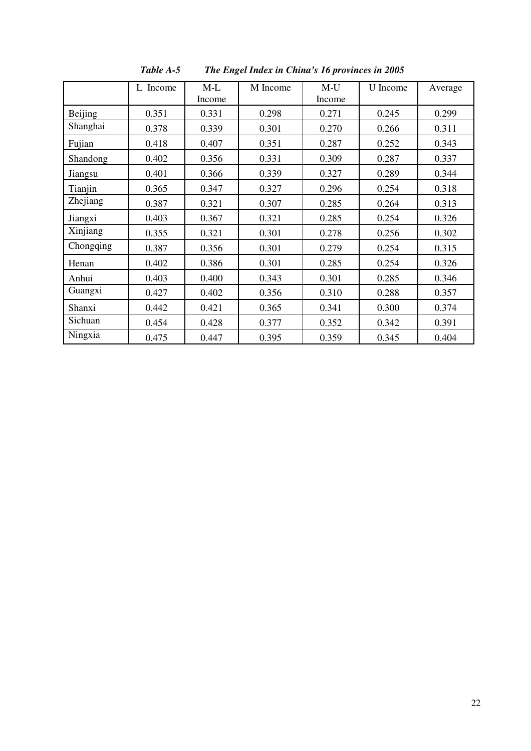***Table A-5 The Engel Index in China's 16 provinces in 2005***

| | L Income | M-L Income | M Income | M-U Income | U Income | Average |
|---|---|---|---|---|---|---|
| Beijing | 0.351 | 0.331 | 0.298 | 0.271 | 0.245 | 0.299 |
| Shanghai | 0.378 | 0.339 | 0.301 | 0.270 | 0.266 | 0.311 |
| Fujian | 0.418 | 0.407 | 0.351 | 0.287 | 0.252 | 0.343 |
| Shandong | 0.402 | 0.356 | 0.331 | 0.309 | 0.287 | 0.337 |
| Jiangsu | 0.401 | 0.366 | 0.339 | 0.327 | 0.289 | 0.344 |
| Tianjin | 0.365 | 0.347 | 0.327 | 0.296 | 0.254 | 0.318 |
| Zhejiang | 0.387 | 0.321 | 0.307 | 0.285 | 0.264 | 0.313 |
| Jiangxi | 0.403 | 0.367 | 0.321 | 0.285 | 0.254 | 0.326 |
| Xinjiang | 0.355 | 0.321 | 0.301 | 0.278 | 0.256 | 0.302 |
| Chongqing | 0.387 | 0.356 | 0.301 | 0.279 | 0.254 | 0.315 |
| Henan | 0.402 | 0.386 | 0.301 | 0.285 | 0.254 | 0.326 |
| Anhui | 0.403 | 0.400 | 0.343 | 0.301 | 0.285 | 0.346 |
| Guangxi | 0.427 | 0.402 | 0.356 | 0.310 | 0.288 | 0.357 |
| Shanxi | 0.442 | 0.421 | 0.365 | 0.341 | 0.300 | 0.374 |
| Sichuan | 0.454 | 0.428 | 0.377 | 0.352 | 0.342 | 0.391 |
| Ningxia | 0.475 | 0.447 | 0.395 | 0.359 | 0.345 | 0.404 |